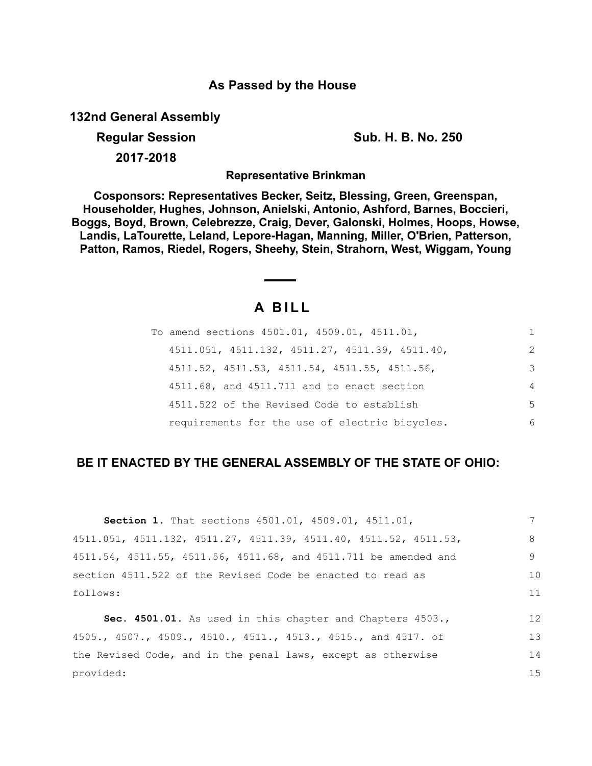# As Passed by the House

**132nd General Assembly**

**Regular Session** **Sub. H. B. No. 250**

**2017-2018**

**Representative Brinkman**

**Cosponsors: Representatives Becker, Seitz, Blessing, Green, Greenspan, Householder, Hughes, Johnson, Anielski, Antonio, Ashford, Barnes, Boccieri, Boggs, Boyd, Brown, Celebrezze, Craig, Dever, Galonski, Holmes, Hoops, Howse, Landis, LaTourette, Leland, Lepore-Hagan, Manning, Miller, O'Brien, Patterson, Patton, Ramos, Riedel, Rogers, Sheehy, Stein, Strahorn, West, Wiggam, Young**

## A BILL

To amend sections 4501.01, 4509.01, 4511.01, 4511.051, 4511.132, 4511.27, 4511.39, 4511.40, 4511.52, 4511.53, 4511.54, 4511.55, 4511.56, 4511.68, and 4511.711 and to enact section 4511.522 of the Revised Code to establish requirements for the use of electric bicycles.

**BE IT ENACTED BY THE GENERAL ASSEMBLY OF THE STATE OF OHIO:**

**Section 1.** That sections 4501.01, 4509.01, 4511.01, 4511.051, 4511.132, 4511.27, 4511.39, 4511.40, 4511.52, 4511.53, 4511.54, 4511.55, 4511.56, 4511.68, and 4511.711 be amended and section 4511.522 of the Revised Code be enacted to read as follows:

**Sec. 4501.01.** As used in this chapter and Chapters 4503., 4505., 4507., 4509., 4510., 4511., 4513., 4515., and 4517. of the Revised Code, and in the penal laws, except as otherwise provided: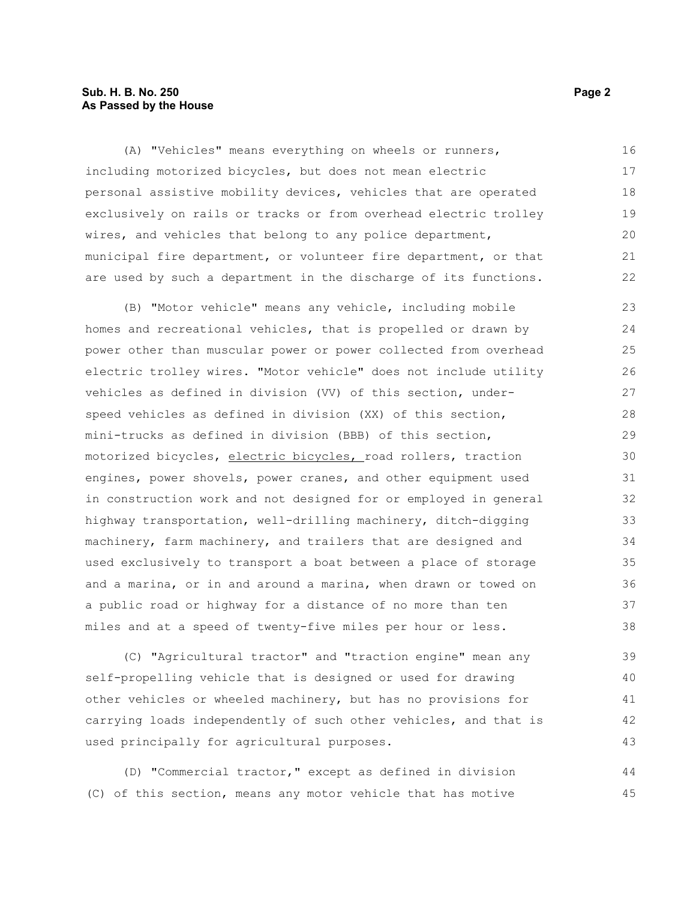(A) "Vehicles" means everything on wheels or runners, including motorized bicycles, but does not mean electric personal assistive mobility devices, vehicles that are operated exclusively on rails or tracks or from overhead electric trolley wires, and vehicles that belong to any police department, municipal fire department, or volunteer fire department, or that are used by such a department in the discharge of its functions.

(B) "Motor vehicle" means any vehicle, including mobile homes and recreational vehicles, that is propelled or drawn by power other than muscular power or power collected from overhead electric trolley wires. "Motor vehicle" does not include utility vehicles as defined in division (VV) of this section, under-speed vehicles as defined in division (XX) of this section, mini-trucks as defined in division (BBB) of this section, motorized bicycles, <u>electric bicycles,</u> road rollers, traction engines, power shovels, power cranes, and other equipment used in construction work and not designed for or employed in general highway transportation, well-drilling machinery, ditch-digging machinery, farm machinery, and trailers that are designed and used exclusively to transport a boat between a place of storage and a marina, or in and around a marina, when drawn or towed on a public road or highway for a distance of no more than ten miles and at a speed of twenty-five miles per hour or less.

(C) "Agricultural tractor" and "traction engine" mean any self-propelling vehicle that is designed or used for drawing other vehicles or wheeled machinery, but has no provisions for carrying loads independently of such other vehicles, and that is used principally for agricultural purposes.

(D) "Commercial tractor," except as defined in division (C) of this section, means any motor vehicle that has motive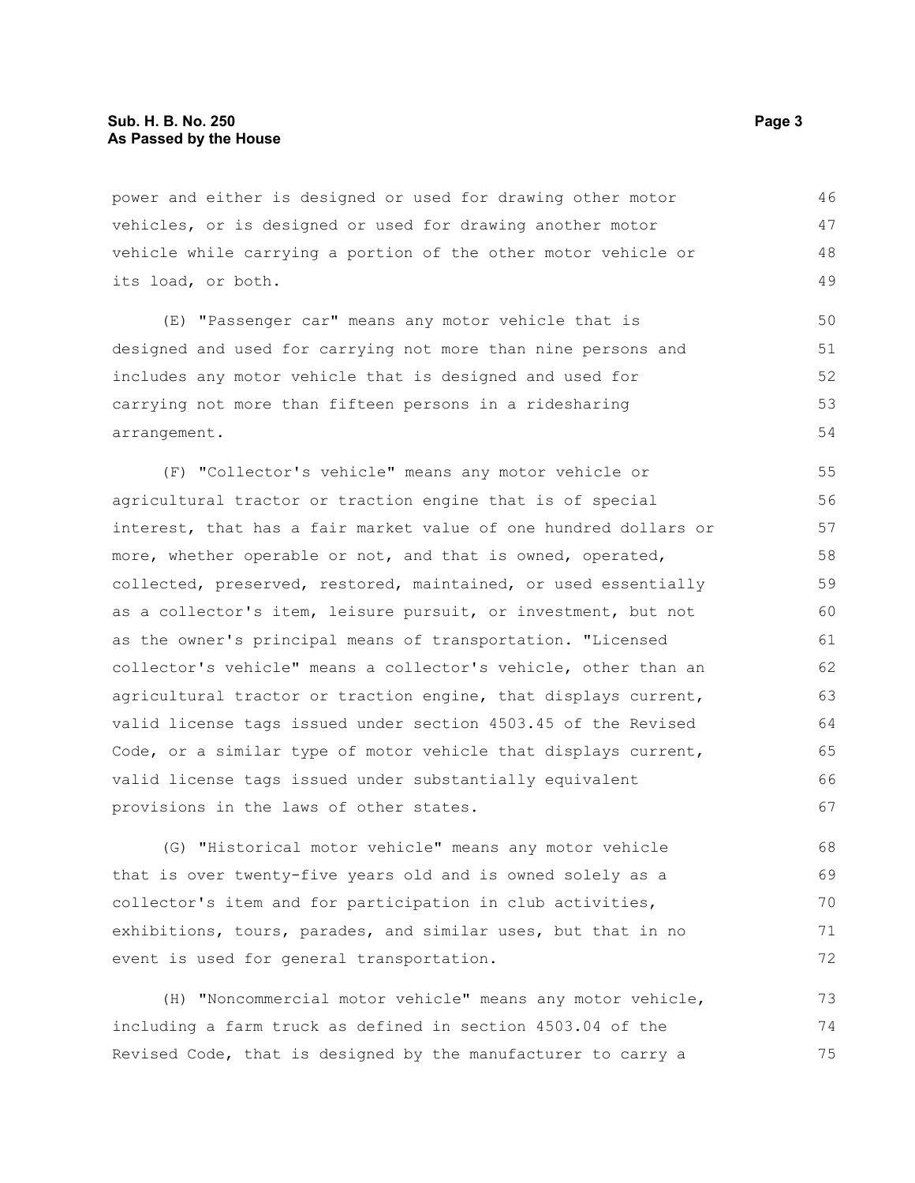power and either is designed or used for drawing other motor vehicles, or is designed or used for drawing another motor vehicle while carrying a portion of the other motor vehicle or its load, or both.

(E) "Passenger car" means any motor vehicle that is designed and used for carrying not more than nine persons and includes any motor vehicle that is designed and used for carrying not more than fifteen persons in a ridesharing arrangement.

(F) "Collector's vehicle" means any motor vehicle or agricultural tractor or traction engine that is of special interest, that has a fair market value of one hundred dollars or more, whether operable or not, and that is owned, operated, collected, preserved, restored, maintained, or used essentially as a collector's item, leisure pursuit, or investment, but not as the owner's principal means of transportation. "Licensed collector's vehicle" means a collector's vehicle, other than an agricultural tractor or traction engine, that displays current, valid license tags issued under section 4503.45 of the Revised Code, or a similar type of motor vehicle that displays current, valid license tags issued under substantially equivalent provisions in the laws of other states.

(G) "Historical motor vehicle" means any motor vehicle that is over twenty-five years old and is owned solely as a collector's item and for participation in club activities, exhibitions, tours, parades, and similar uses, but that in no event is used for general transportation.

(H) "Noncommercial motor vehicle" means any motor vehicle, including a farm truck as defined in section 4503.04 of the Revised Code, that is designed by the manufacturer to carry a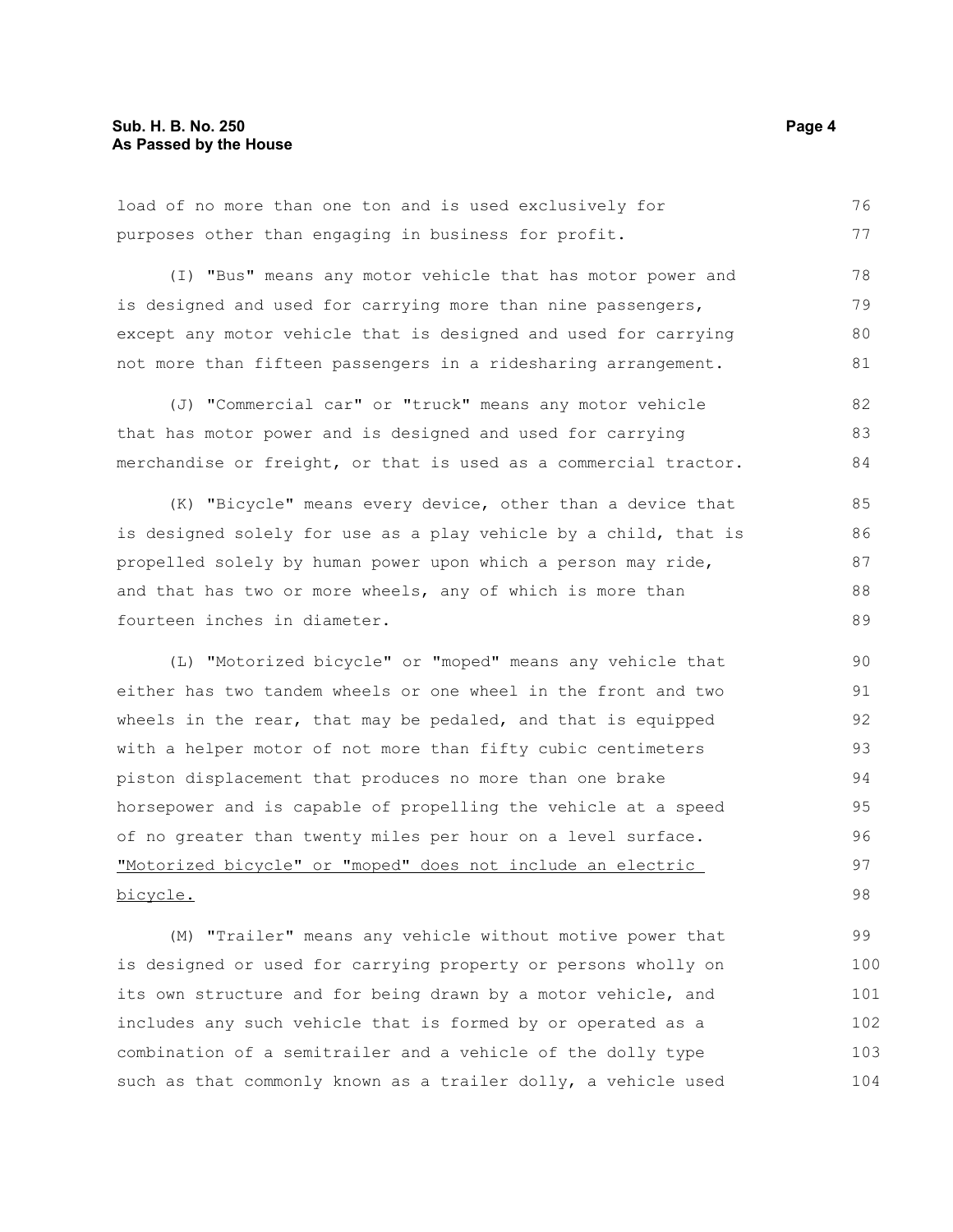load of no more than one ton and is used exclusively for purposes other than engaging in business for profit.

(I) "Bus" means any motor vehicle that has motor power and is designed and used for carrying more than nine passengers, except any motor vehicle that is designed and used for carrying not more than fifteen passengers in a ridesharing arrangement.

(J) "Commercial car" or "truck" means any motor vehicle that has motor power and is designed and used for carrying merchandise or freight, or that is used as a commercial tractor.

(K) "Bicycle" means every device, other than a device that is designed solely for use as a play vehicle by a child, that is propelled solely by human power upon which a person may ride, and that has two or more wheels, any of which is more than fourteen inches in diameter.

(L) "Motorized bicycle" or "moped" means any vehicle that either has two tandem wheels or one wheel in the front and two wheels in the rear, that may be pedaled, and that is equipped with a helper motor of not more than fifty cubic centimeters piston displacement that produces no more than one brake horsepower and is capable of propelling the vehicle at a speed of no greater than twenty miles per hour on a level surface. "Motorized bicycle" or "moped" does not include an electric bicycle.

(M) "Trailer" means any vehicle without motive power that is designed or used for carrying property or persons wholly on its own structure and for being drawn by a motor vehicle, and includes any such vehicle that is formed by or operated as a combination of a semitrailer and a vehicle of the dolly type such as that commonly known as a trailer dolly, a vehicle used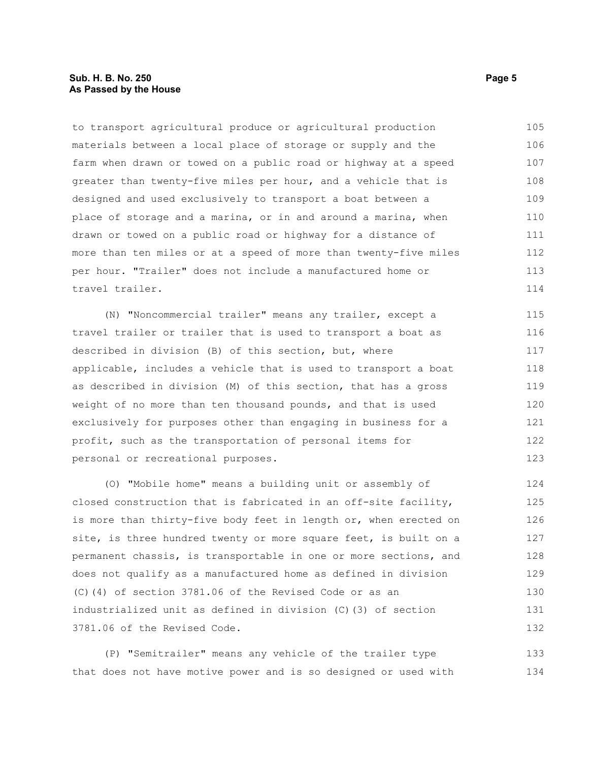to transport agricultural produce or agricultural production materials between a local place of storage or supply and the farm when drawn or towed on a public road or highway at a speed greater than twenty-five miles per hour, and a vehicle that is designed and used exclusively to transport a boat between a place of storage and a marina, or in and around a marina, when drawn or towed on a public road or highway for a distance of more than ten miles or at a speed of more than twenty-five miles per hour. "Trailer" does not include a manufactured home or travel trailer.

(N) "Noncommercial trailer" means any trailer, except a travel trailer or trailer that is used to transport a boat as described in division (B) of this section, but, where applicable, includes a vehicle that is used to transport a boat as described in division (M) of this section, that has a gross weight of no more than ten thousand pounds, and that is used exclusively for purposes other than engaging in business for a profit, such as the transportation of personal items for personal or recreational purposes.

(O) "Mobile home" means a building unit or assembly of closed construction that is fabricated in an off-site facility, is more than thirty-five body feet in length or, when erected on site, is three hundred twenty or more square feet, is built on a permanent chassis, is transportable in one or more sections, and does not qualify as a manufactured home as defined in division (C)(4) of section 3781.06 of the Revised Code or as an industrialized unit as defined in division (C)(3) of section 3781.06 of the Revised Code.

(P) "Semitrailer" means any vehicle of the trailer type that does not have motive power and is so designed or used with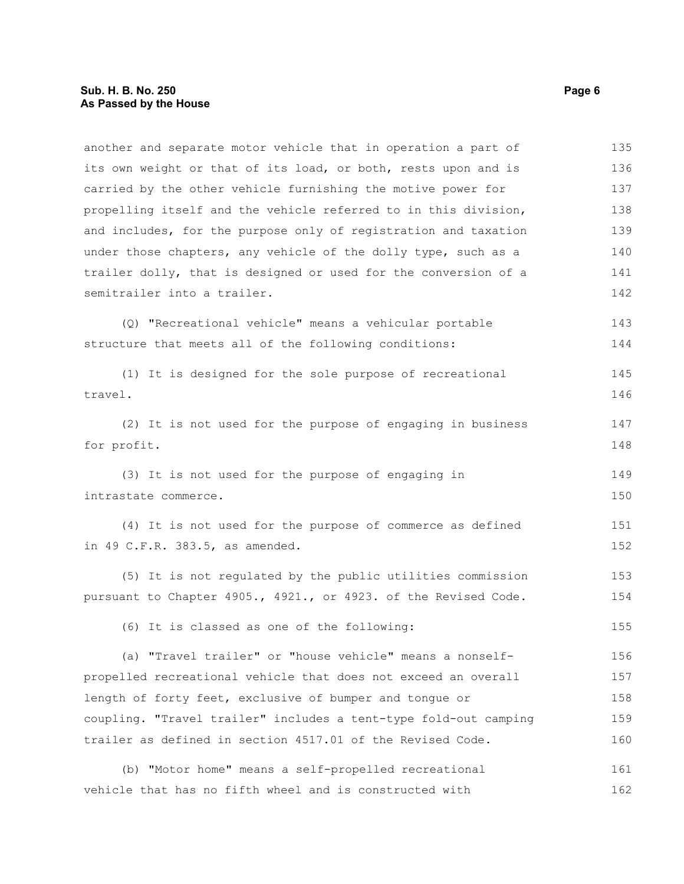another and separate motor vehicle that in operation a part of its own weight or that of its load, or both, rests upon and is carried by the other vehicle furnishing the motive power for propelling itself and the vehicle referred to in this division, and includes, for the purpose only of registration and taxation under those chapters, any vehicle of the dolly type, such as a trailer dolly, that is designed or used for the conversion of a semitrailer into a trailer.

(Q) "Recreational vehicle" means a vehicular portable structure that meets all of the following conditions:

(1) It is designed for the sole purpose of recreational travel.

(2) It is not used for the purpose of engaging in business for profit.

(3) It is not used for the purpose of engaging in intrastate commerce.

(4) It is not used for the purpose of commerce as defined in 49 C.F.R. 383.5, as amended.

(5) It is not regulated by the public utilities commission pursuant to Chapter 4905., 4921., or 4923. of the Revised Code.

(6) It is classed as one of the following:

(a) "Travel trailer" or "house vehicle" means a nonself-propelled recreational vehicle that does not exceed an overall length of forty feet, exclusive of bumper and tongue or coupling. "Travel trailer" includes a tent-type fold-out camping trailer as defined in section 4517.01 of the Revised Code.

(b) "Motor home" means a self-propelled recreational vehicle that has no fifth wheel and is constructed with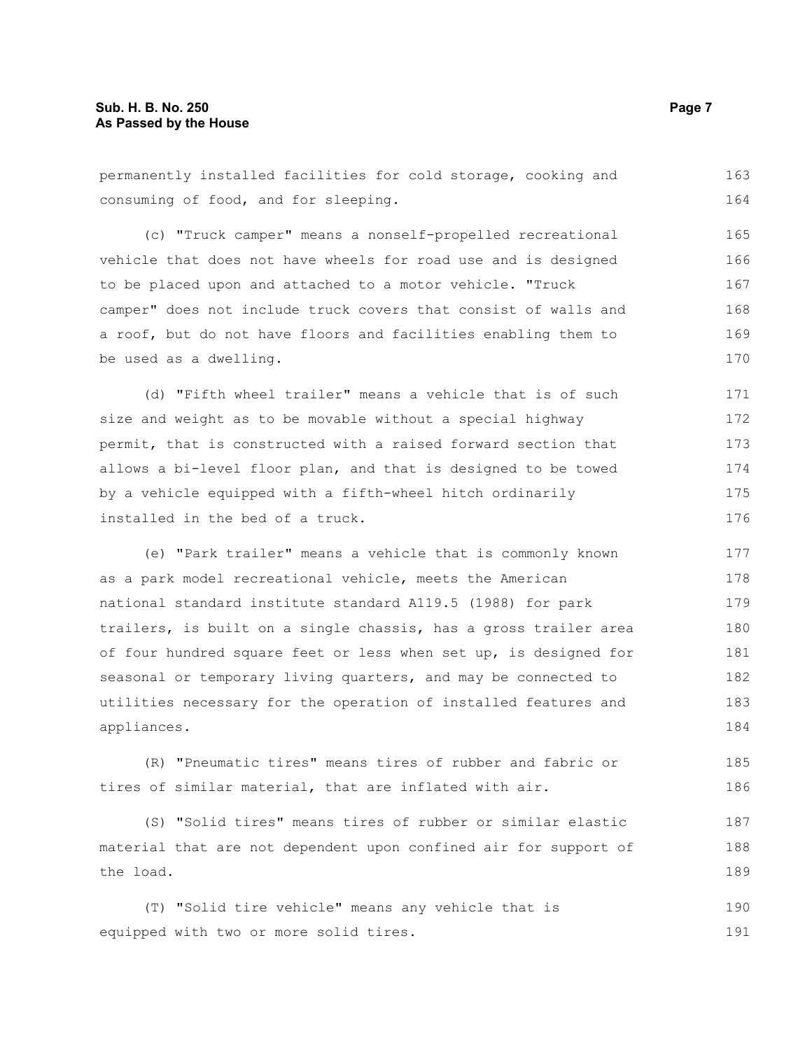permanently installed facilities for cold storage, cooking and consuming of food, and for sleeping.

(c) "Truck camper" means a nonself-propelled recreational vehicle that does not have wheels for road use and is designed to be placed upon and attached to a motor vehicle. "Truck camper" does not include truck covers that consist of walls and a roof, but do not have floors and facilities enabling them to be used as a dwelling.

(d) "Fifth wheel trailer" means a vehicle that is of such size and weight as to be movable without a special highway permit, that is constructed with a raised forward section that allows a bi-level floor plan, and that is designed to be towed by a vehicle equipped with a fifth-wheel hitch ordinarily installed in the bed of a truck.

(e) "Park trailer" means a vehicle that is commonly known as a park model recreational vehicle, meets the American national standard institute standard A119.5 (1988) for park trailers, is built on a single chassis, has a gross trailer area of four hundred square feet or less when set up, is designed for seasonal or temporary living quarters, and may be connected to utilities necessary for the operation of installed features and appliances.

(R) "Pneumatic tires" means tires of rubber and fabric or tires of similar material, that are inflated with air.

(S) "Solid tires" means tires of rubber or similar elastic material that are not dependent upon confined air for support of the load.

(T) "Solid tire vehicle" means any vehicle that is equipped with two or more solid tires.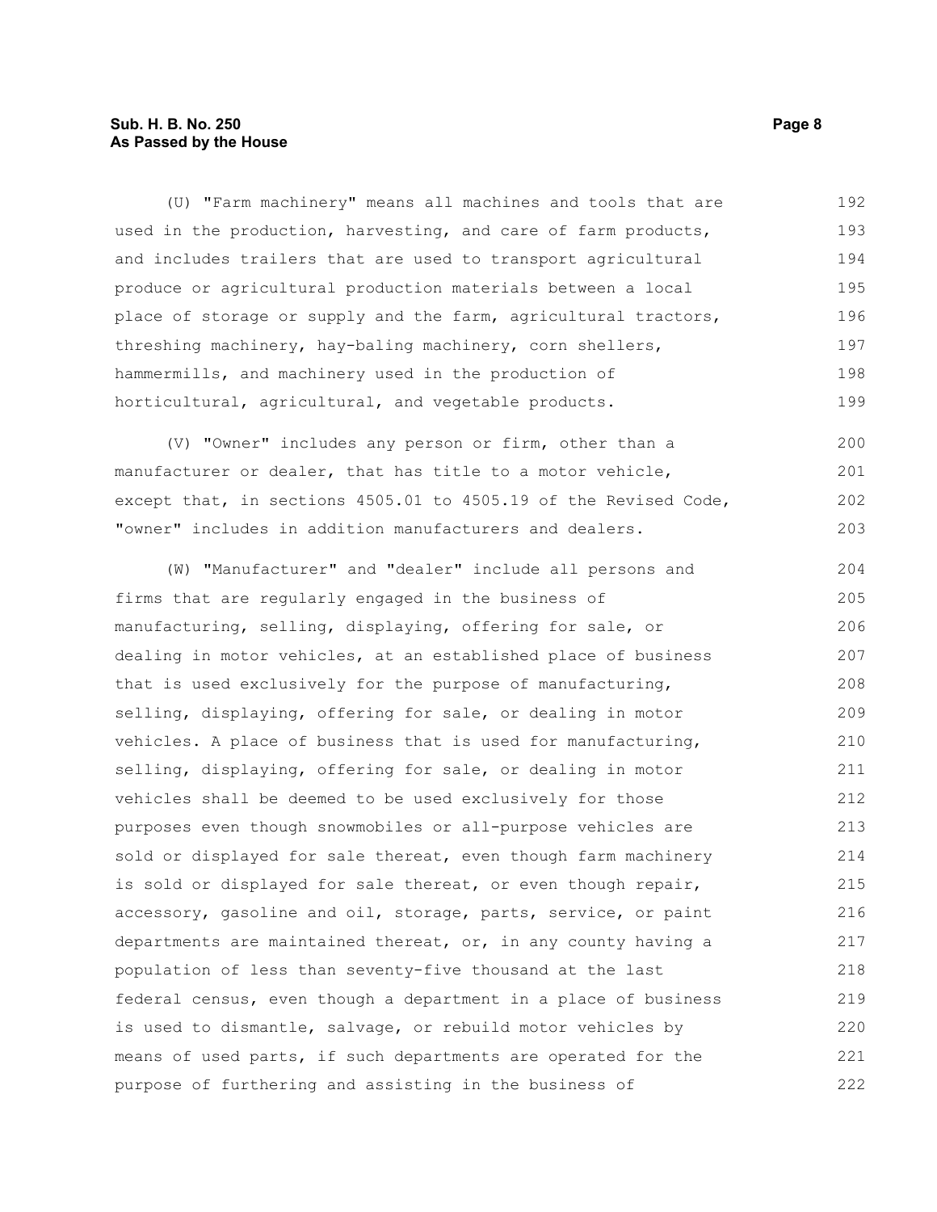(U) "Farm machinery" means all machines and tools that are used in the production, harvesting, and care of farm products, and includes trailers that are used to transport agricultural produce or agricultural production materials between a local place of storage or supply and the farm, agricultural tractors, threshing machinery, hay-baling machinery, corn shellers, hammermills, and machinery used in the production of horticultural, agricultural, and vegetable products.

(V) "Owner" includes any person or firm, other than a manufacturer or dealer, that has title to a motor vehicle, except that, in sections 4505.01 to 4505.19 of the Revised Code, "owner" includes in addition manufacturers and dealers.

(W) "Manufacturer" and "dealer" include all persons and firms that are regularly engaged in the business of manufacturing, selling, displaying, offering for sale, or dealing in motor vehicles, at an established place of business that is used exclusively for the purpose of manufacturing, selling, displaying, offering for sale, or dealing in motor vehicles. A place of business that is used for manufacturing, selling, displaying, offering for sale, or dealing in motor vehicles shall be deemed to be used exclusively for those purposes even though snowmobiles or all-purpose vehicles are sold or displayed for sale thereat, even though farm machinery is sold or displayed for sale thereat, or even though repair, accessory, gasoline and oil, storage, parts, service, or paint departments are maintained thereat, or, in any county having a population of less than seventy-five thousand at the last federal census, even though a department in a place of business is used to dismantle, salvage, or rebuild motor vehicles by means of used parts, if such departments are operated for the purpose of furthering and assisting in the business of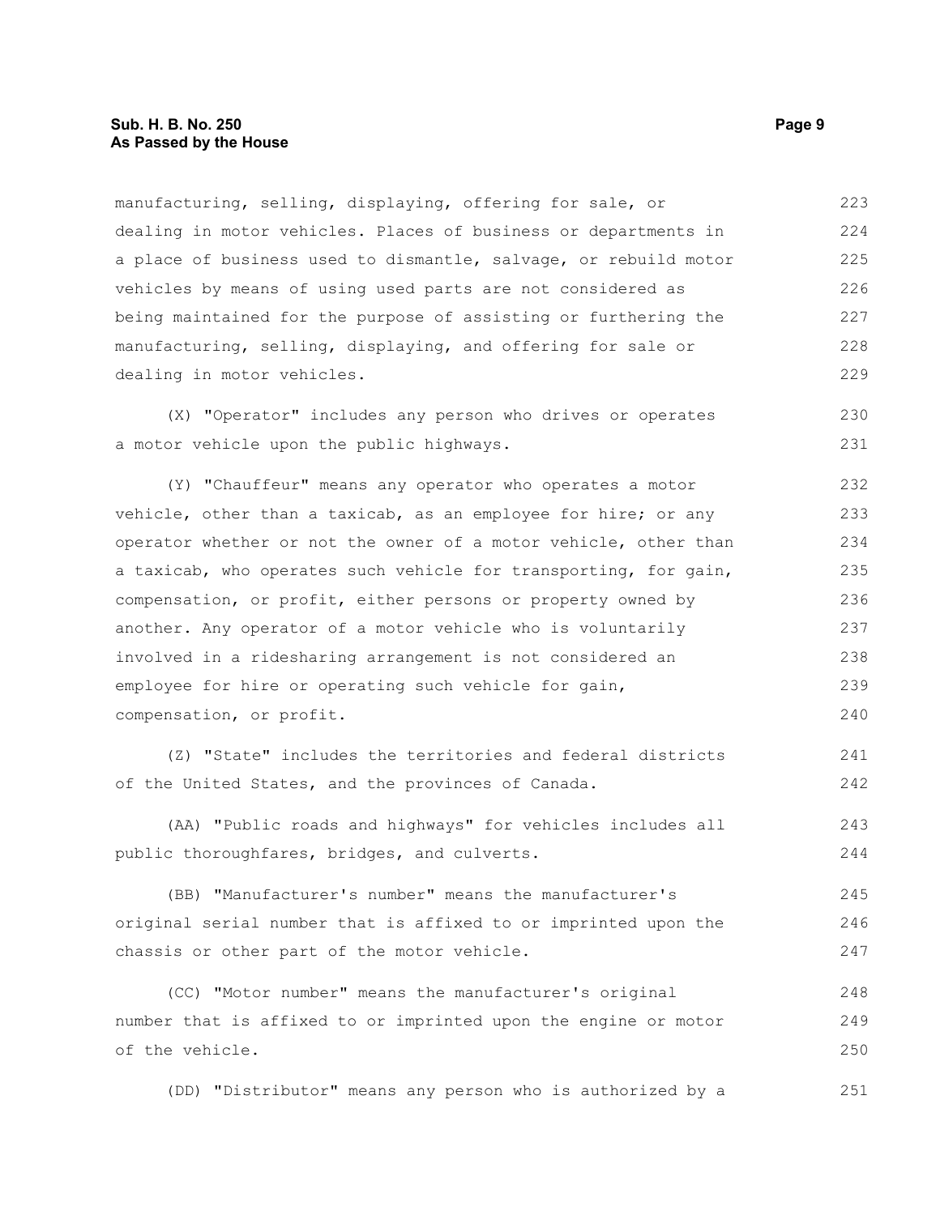manufacturing, selling, displaying, offering for sale, or dealing in motor vehicles. Places of business or departments in a place of business used to dismantle, salvage, or rebuild motor vehicles by means of using used parts are not considered as being maintained for the purpose of assisting or furthering the manufacturing, selling, displaying, and offering for sale or dealing in motor vehicles.

(X) "Operator" includes any person who drives or operates a motor vehicle upon the public highways.

(Y) "Chauffeur" means any operator who operates a motor vehicle, other than a taxicab, as an employee for hire; or any operator whether or not the owner of a motor vehicle, other than a taxicab, who operates such vehicle for transporting, for gain, compensation, or profit, either persons or property owned by another. Any operator of a motor vehicle who is voluntarily involved in a ridesharing arrangement is not considered an employee for hire or operating such vehicle for gain, compensation, or profit.

(Z) "State" includes the territories and federal districts of the United States, and the provinces of Canada.

(AA) "Public roads and highways" for vehicles includes all public thoroughfares, bridges, and culverts.

(BB) "Manufacturer's number" means the manufacturer's original serial number that is affixed to or imprinted upon the chassis or other part of the motor vehicle.

(CC) "Motor number" means the manufacturer's original number that is affixed to or imprinted upon the engine or motor of the vehicle.

(DD) "Distributor" means any person who is authorized by a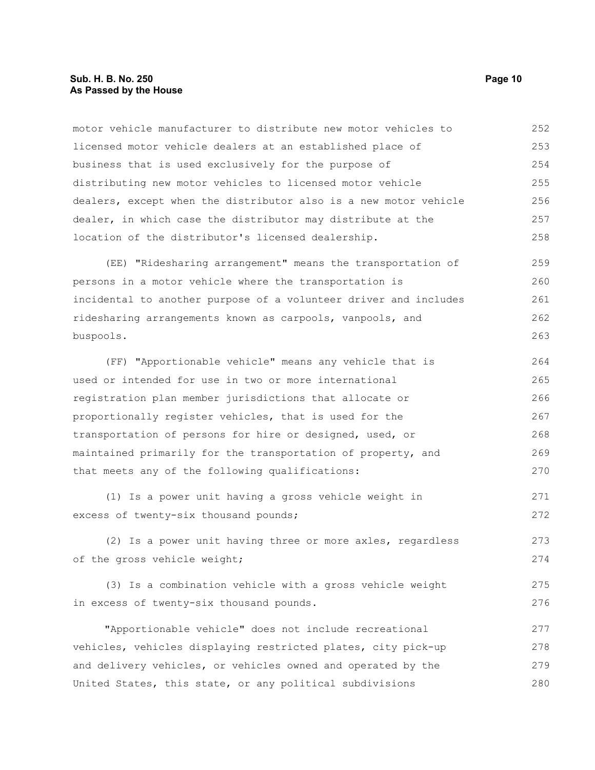motor vehicle manufacturer to distribute new motor vehicles to licensed motor vehicle dealers at an established place of business that is used exclusively for the purpose of distributing new motor vehicles to licensed motor vehicle dealers, except when the distributor also is a new motor vehicle dealer, in which case the distributor may distribute at the location of the distributor's licensed dealership.

(EE) "Ridesharing arrangement" means the transportation of persons in a motor vehicle where the transportation is incidental to another purpose of a volunteer driver and includes ridesharing arrangements known as carpools, vanpools, and buspools.

(FF) "Apportionable vehicle" means any vehicle that is used or intended for use in two or more international registration plan member jurisdictions that allocate or proportionally register vehicles, that is used for the transportation of persons for hire or designed, used, or maintained primarily for the transportation of property, and that meets any of the following qualifications:

(1) Is a power unit having a gross vehicle weight in excess of twenty-six thousand pounds;

(2) Is a power unit having three or more axles, regardless of the gross vehicle weight;

(3) Is a combination vehicle with a gross vehicle weight in excess of twenty-six thousand pounds.

"Apportionable vehicle" does not include recreational vehicles, vehicles displaying restricted plates, city pick-up and delivery vehicles, or vehicles owned and operated by the United States, this state, or any political subdivisions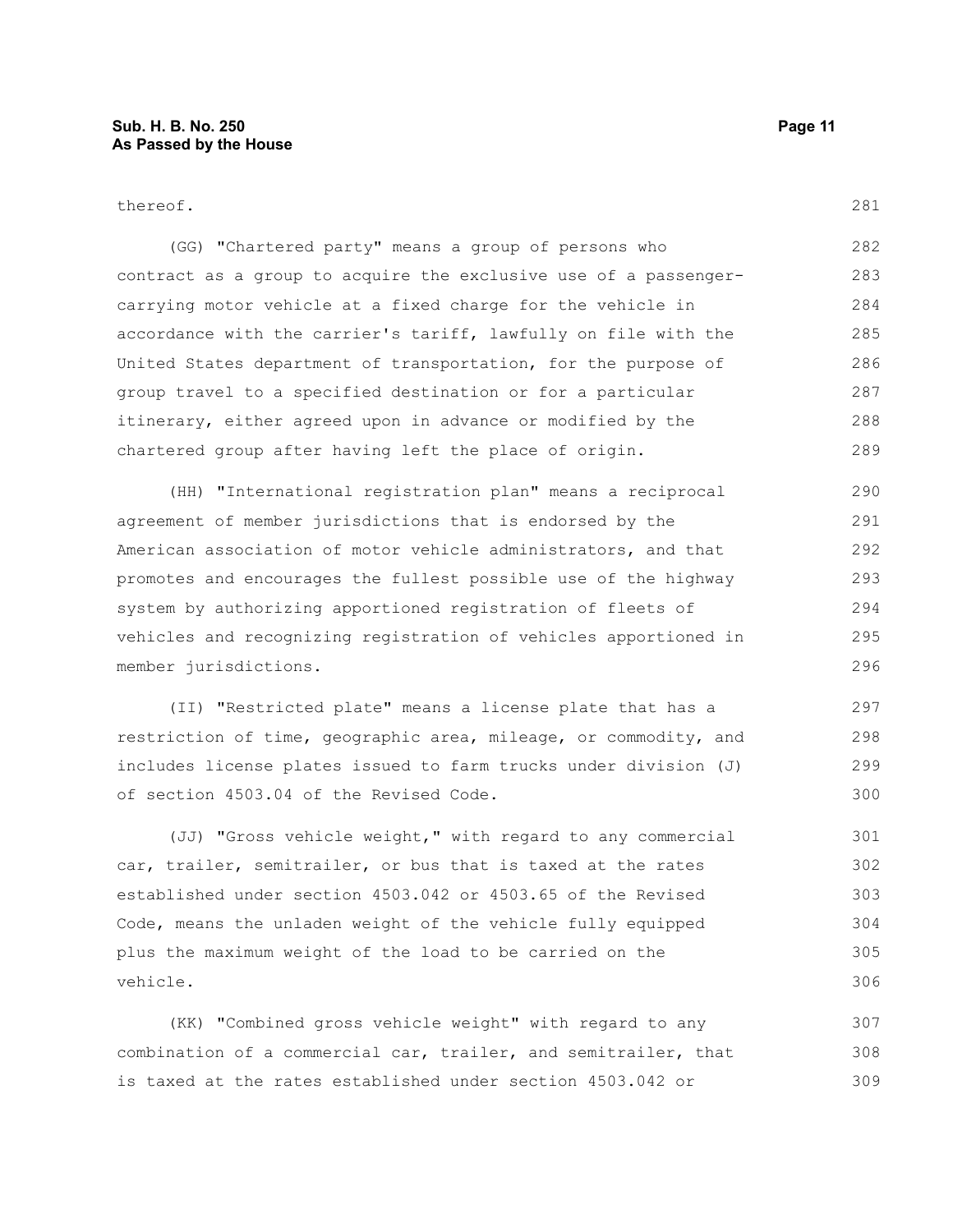thereof.

(GG) "Chartered party" means a group of persons who contract as a group to acquire the exclusive use of a passenger-carrying motor vehicle at a fixed charge for the vehicle in accordance with the carrier's tariff, lawfully on file with the United States department of transportation, for the purpose of group travel to a specified destination or for a particular itinerary, either agreed upon in advance or modified by the chartered group after having left the place of origin.

(HH) "International registration plan" means a reciprocal agreement of member jurisdictions that is endorsed by the American association of motor vehicle administrators, and that promotes and encourages the fullest possible use of the highway system by authorizing apportioned registration of fleets of vehicles and recognizing registration of vehicles apportioned in member jurisdictions.

(II) "Restricted plate" means a license plate that has a restriction of time, geographic area, mileage, or commodity, and includes license plates issued to farm trucks under division (J) of section 4503.04 of the Revised Code.

(JJ) "Gross vehicle weight," with regard to any commercial car, trailer, semitrailer, or bus that is taxed at the rates established under section 4503.042 or 4503.65 of the Revised Code, means the unladen weight of the vehicle fully equipped plus the maximum weight of the load to be carried on the vehicle.

(KK) "Combined gross vehicle weight" with regard to any combination of a commercial car, trailer, and semitrailer, that is taxed at the rates established under section 4503.042 or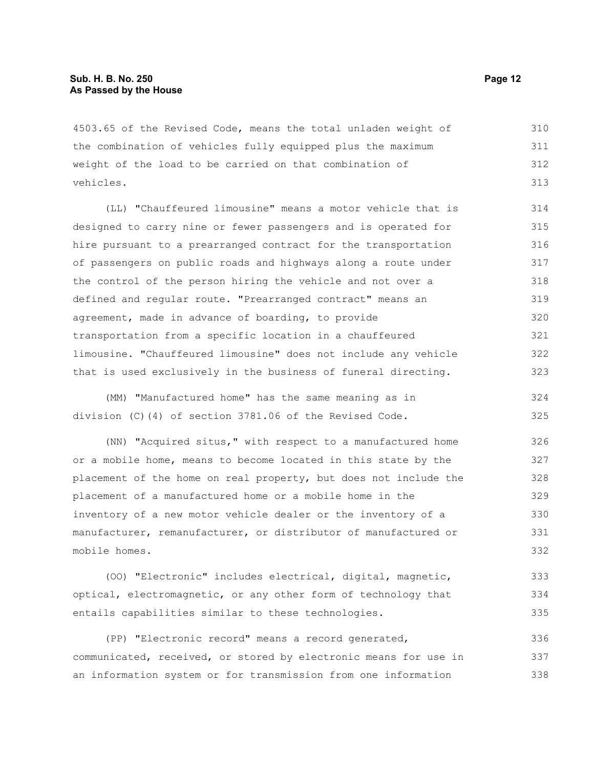4503.65 of the Revised Code, means the total unladen weight of the combination of vehicles fully equipped plus the maximum weight of the load to be carried on that combination of vehicles.

(LL) "Chauffeured limousine" means a motor vehicle that is designed to carry nine or fewer passengers and is operated for hire pursuant to a prearranged contract for the transportation of passengers on public roads and highways along a route under the control of the person hiring the vehicle and not over a defined and regular route. "Prearranged contract" means an agreement, made in advance of boarding, to provide transportation from a specific location in a chauffeured limousine. "Chauffeured limousine" does not include any vehicle that is used exclusively in the business of funeral directing.

(MM) "Manufactured home" has the same meaning as in division (C)(4) of section 3781.06 of the Revised Code.

(NN) "Acquired situs," with respect to a manufactured home or a mobile home, means to become located in this state by the placement of the home on real property, but does not include the placement of a manufactured home or a mobile home in the inventory of a new motor vehicle dealer or the inventory of a manufacturer, remanufacturer, or distributor of manufactured or mobile homes.

(OO) "Electronic" includes electrical, digital, magnetic, optical, electromagnetic, or any other form of technology that entails capabilities similar to these technologies.

(PP) "Electronic record" means a record generated, communicated, received, or stored by electronic means for use in an information system or for transmission from one information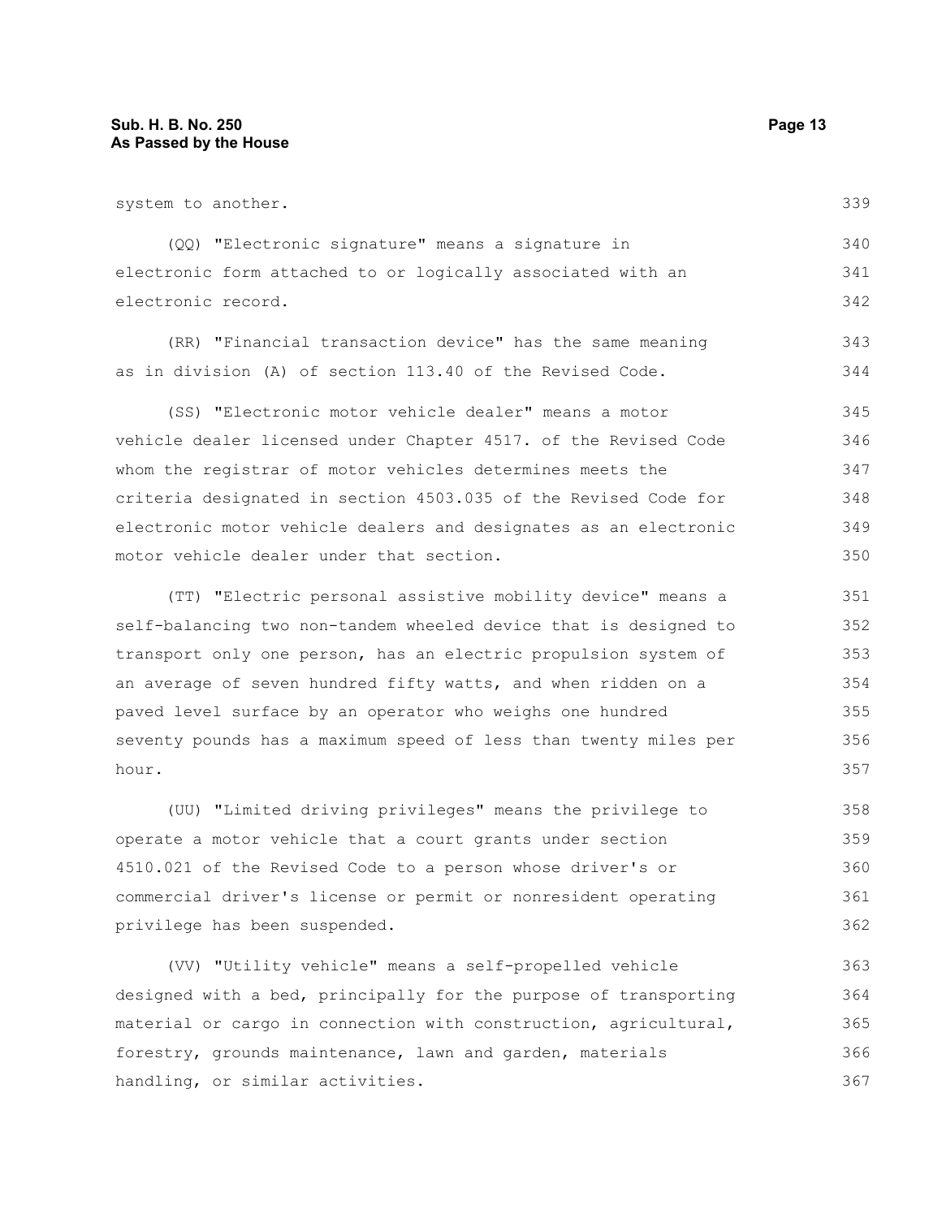system to another.

(QQ) "Electronic signature" means a signature in electronic form attached to or logically associated with an electronic record.

(RR) "Financial transaction device" has the same meaning as in division (A) of section 113.40 of the Revised Code.

(SS) "Electronic motor vehicle dealer" means a motor vehicle dealer licensed under Chapter 4517. of the Revised Code whom the registrar of motor vehicles determines meets the criteria designated in section 4503.035 of the Revised Code for electronic motor vehicle dealers and designates as an electronic motor vehicle dealer under that section.

(TT) "Electric personal assistive mobility device" means a self-balancing two non-tandem wheeled device that is designed to transport only one person, has an electric propulsion system of an average of seven hundred fifty watts, and when ridden on a paved level surface by an operator who weighs one hundred seventy pounds has a maximum speed of less than twenty miles per hour.

(UU) "Limited driving privileges" means the privilege to operate a motor vehicle that a court grants under section 4510.021 of the Revised Code to a person whose driver's or commercial driver's license or permit or nonresident operating privilege has been suspended.

(VV) "Utility vehicle" means a self-propelled vehicle designed with a bed, principally for the purpose of transporting material or cargo in connection with construction, agricultural, forestry, grounds maintenance, lawn and garden, materials handling, or similar activities.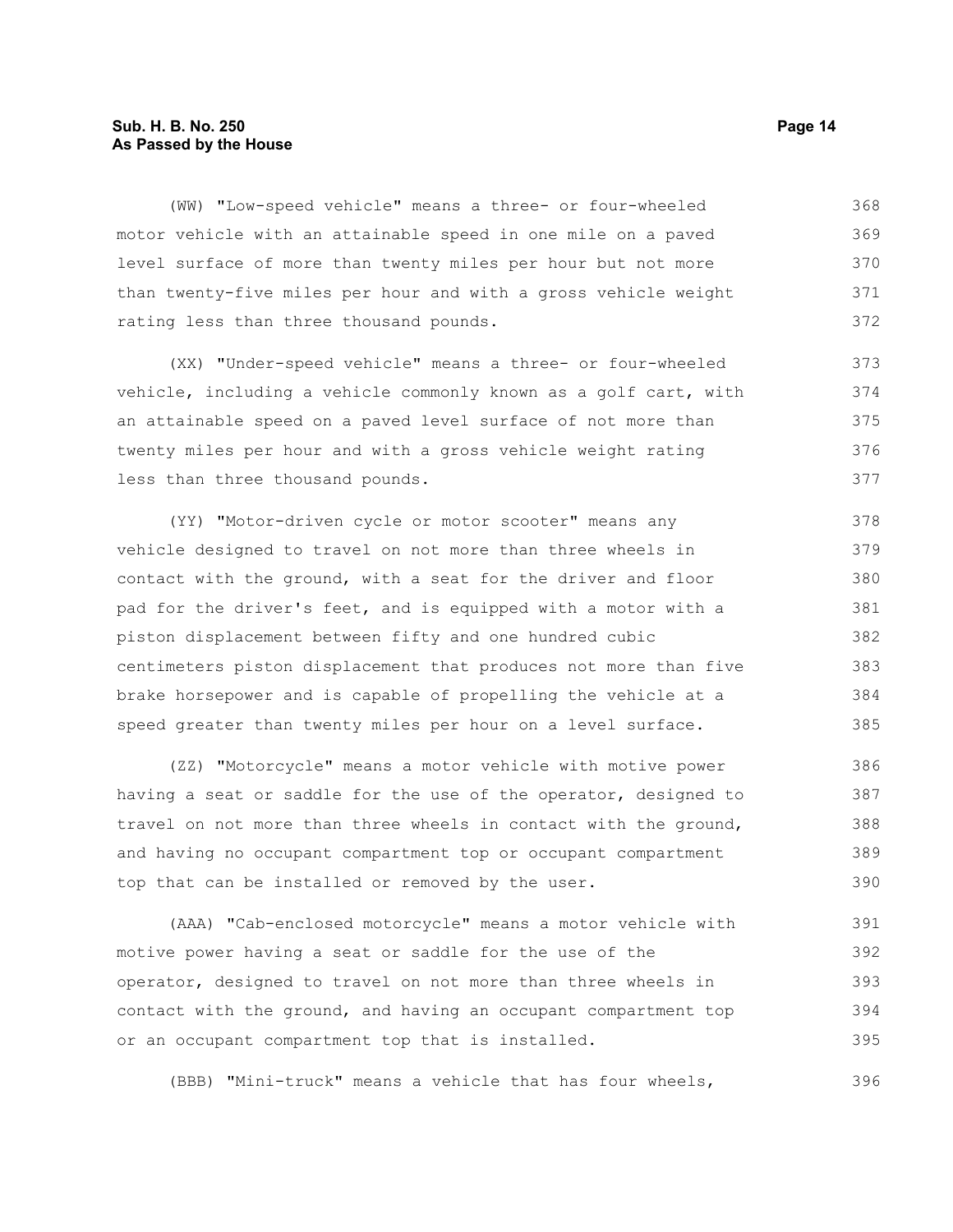(WW) "Low-speed vehicle" means a three- or four-wheeled motor vehicle with an attainable speed in one mile on a paved level surface of more than twenty miles per hour but not more than twenty-five miles per hour and with a gross vehicle weight rating less than three thousand pounds.

(XX) "Under-speed vehicle" means a three- or four-wheeled vehicle, including a vehicle commonly known as a golf cart, with an attainable speed on a paved level surface of not more than twenty miles per hour and with a gross vehicle weight rating less than three thousand pounds.

(YY) "Motor-driven cycle or motor scooter" means any vehicle designed to travel on not more than three wheels in contact with the ground, with a seat for the driver and floor pad for the driver's feet, and is equipped with a motor with a piston displacement between fifty and one hundred cubic centimeters piston displacement that produces not more than five brake horsepower and is capable of propelling the vehicle at a speed greater than twenty miles per hour on a level surface.

(ZZ) "Motorcycle" means a motor vehicle with motive power having a seat or saddle for the use of the operator, designed to travel on not more than three wheels in contact with the ground, and having no occupant compartment top or occupant compartment top that can be installed or removed by the user.

(AAA) "Cab-enclosed motorcycle" means a motor vehicle with motive power having a seat or saddle for the use of the operator, designed to travel on not more than three wheels in contact with the ground, and having an occupant compartment top or an occupant compartment top that is installed.

(BBB) "Mini-truck" means a vehicle that has four wheels,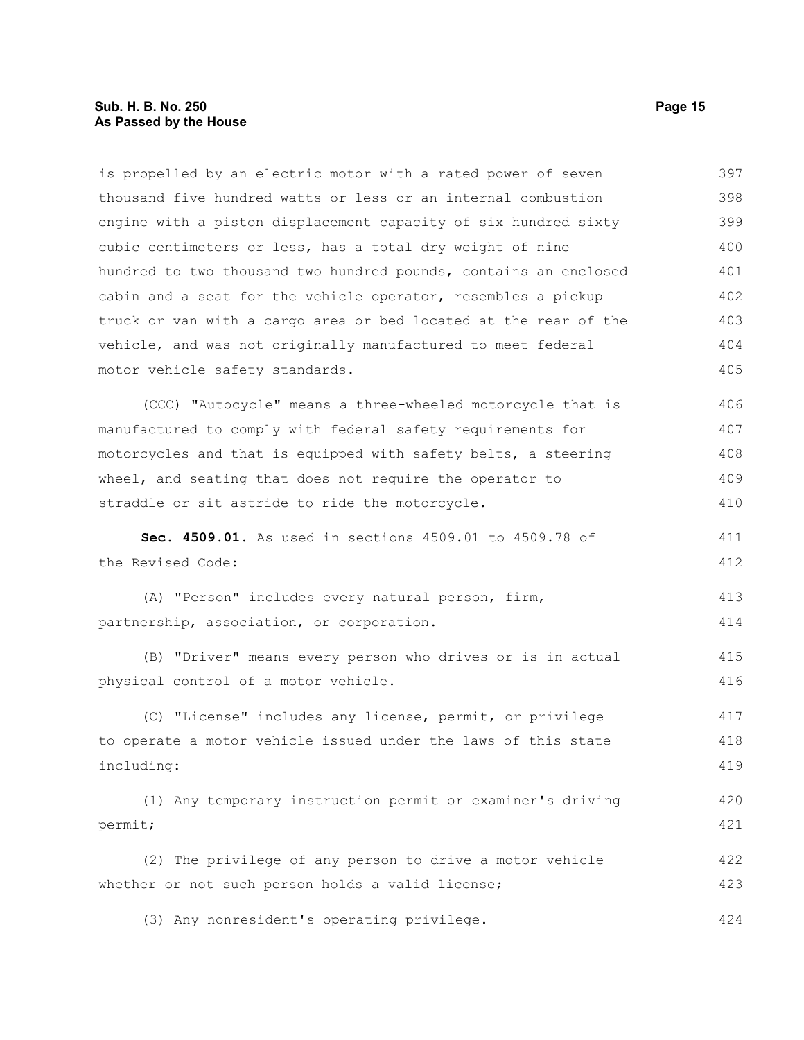is propelled by an electric motor with a rated power of seven thousand five hundred watts or less or an internal combustion engine with a piston displacement capacity of six hundred sixty cubic centimeters or less, has a total dry weight of nine hundred to two thousand two hundred pounds, contains an enclosed cabin and a seat for the vehicle operator, resembles a pickup truck or van with a cargo area or bed located at the rear of the vehicle, and was not originally manufactured to meet federal motor vehicle safety standards.

(CCC) "Autocycle" means a three-wheeled motorcycle that is manufactured to comply with federal safety requirements for motorcycles and that is equipped with safety belts, a steering wheel, and seating that does not require the operator to straddle or sit astride to ride the motorcycle.

**Sec. 4509.01.** As used in sections 4509.01 to 4509.78 of the Revised Code:

(A) "Person" includes every natural person, firm, partnership, association, or corporation.

(B) "Driver" means every person who drives or is in actual physical control of a motor vehicle.

(C) "License" includes any license, permit, or privilege to operate a motor vehicle issued under the laws of this state including:

(1) Any temporary instruction permit or examiner's driving permit;

(2) The privilege of any person to drive a motor vehicle whether or not such person holds a valid license;

(3) Any nonresident's operating privilege.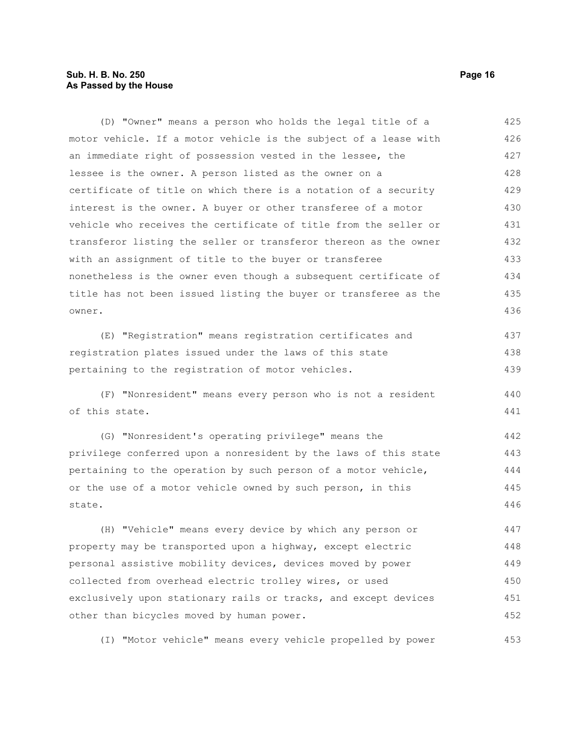(D) "Owner" means a person who holds the legal title of a motor vehicle. If a motor vehicle is the subject of a lease with an immediate right of possession vested in the lessee, the lessee is the owner. A person listed as the owner on a certificate of title on which there is a notation of a security interest is the owner. A buyer or other transferee of a motor vehicle who receives the certificate of title from the seller or transferor listing the seller or transferor thereon as the owner with an assignment of title to the buyer or transferee nonetheless is the owner even though a subsequent certificate of title has not been issued listing the buyer or transferee as the owner.

(E) "Registration" means registration certificates and registration plates issued under the laws of this state pertaining to the registration of motor vehicles.

(F) "Nonresident" means every person who is not a resident of this state.

(G) "Nonresident's operating privilege" means the privilege conferred upon a nonresident by the laws of this state pertaining to the operation by such person of a motor vehicle, or the use of a motor vehicle owned by such person, in this state.

(H) "Vehicle" means every device by which any person or property may be transported upon a highway, except electric personal assistive mobility devices, devices moved by power collected from overhead electric trolley wires, or used exclusively upon stationary rails or tracks, and except devices other than bicycles moved by human power.

(I) "Motor vehicle" means every vehicle propelled by power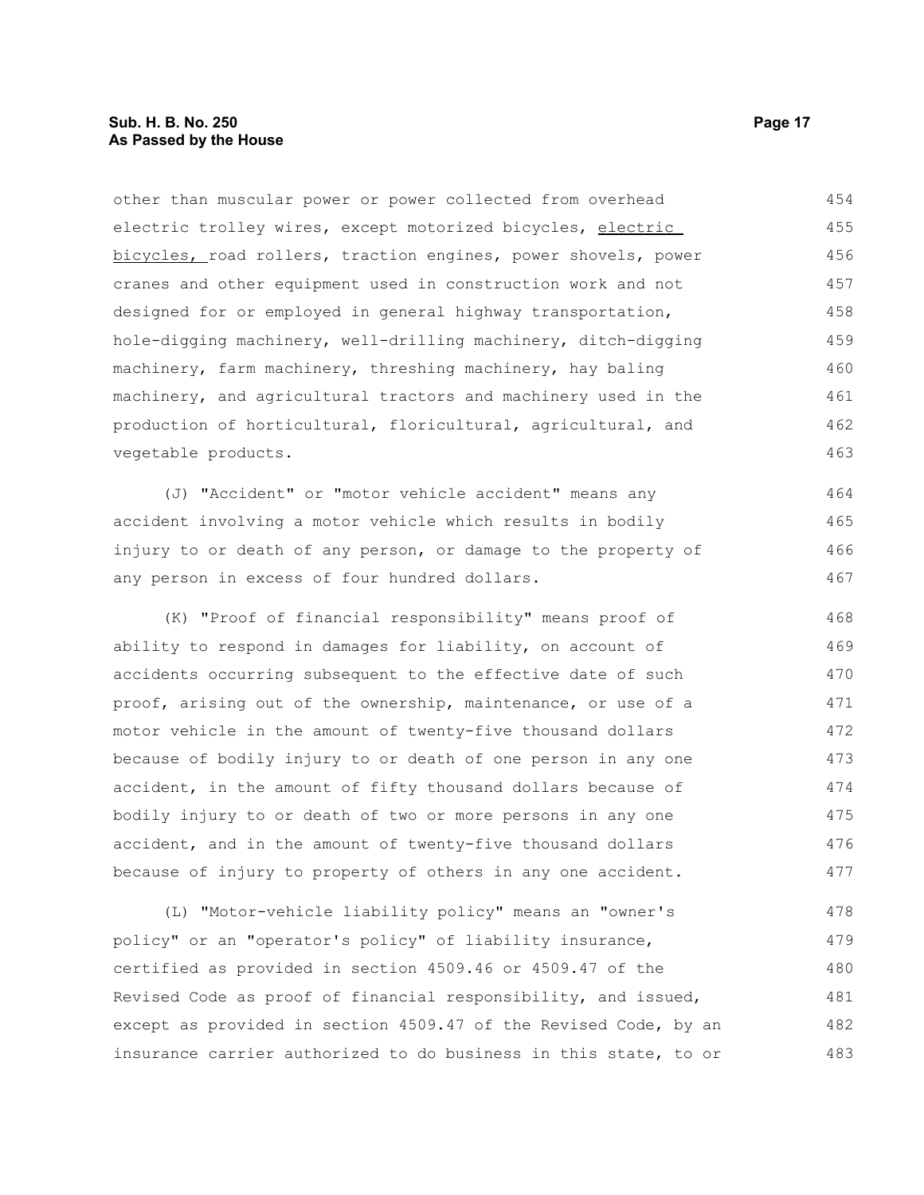other than muscular power or power collected from overhead electric trolley wires, except motorized bicycles, <u>electric bicycles,</u> road rollers, traction engines, power shovels, power cranes and other equipment used in construction work and not designed for or employed in general highway transportation, hole-digging machinery, well-drilling machinery, ditch-digging machinery, farm machinery, threshing machinery, hay baling machinery, and agricultural tractors and machinery used in the production of horticultural, floricultural, agricultural, and vegetable products.

(J) "Accident" or "motor vehicle accident" means any accident involving a motor vehicle which results in bodily injury to or death of any person, or damage to the property of any person in excess of four hundred dollars.

(K) "Proof of financial responsibility" means proof of ability to respond in damages for liability, on account of accidents occurring subsequent to the effective date of such proof, arising out of the ownership, maintenance, or use of a motor vehicle in the amount of twenty-five thousand dollars because of bodily injury to or death of one person in any one accident, in the amount of fifty thousand dollars because of bodily injury to or death of two or more persons in any one accident, and in the amount of twenty-five thousand dollars because of injury to property of others in any one accident.

(L) "Motor-vehicle liability policy" means an "owner's policy" or an "operator's policy" of liability insurance, certified as provided in section 4509.46 or 4509.47 of the Revised Code as proof of financial responsibility, and issued, except as provided in section 4509.47 of the Revised Code, by an insurance carrier authorized to do business in this state, to or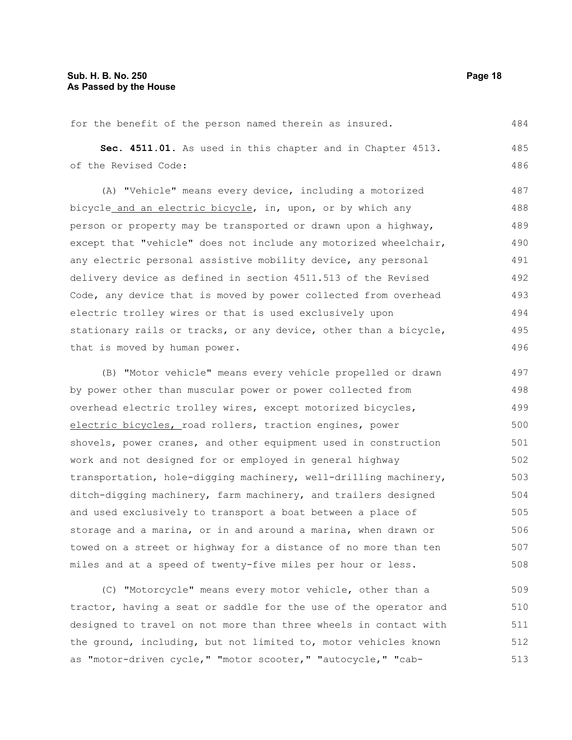for the benefit of the person named therein as insured.

**Sec. 4511.01.** As used in this chapter and in Chapter 4513. of the Revised Code:

(A) "Vehicle" means every device, including a motorized bicycle and an electric bicycle, in, upon, or by which any person or property may be transported or drawn upon a highway, except that "vehicle" does not include any motorized wheelchair, any electric personal assistive mobility device, any personal delivery device as defined in section 4511.513 of the Revised Code, any device that is moved by power collected from overhead electric trolley wires or that is used exclusively upon stationary rails or tracks, or any device, other than a bicycle, that is moved by human power.

(B) "Motor vehicle" means every vehicle propelled or drawn by power other than muscular power or power collected from overhead electric trolley wires, except motorized bicycles, electric bicycles, road rollers, traction engines, power shovels, power cranes, and other equipment used in construction work and not designed for or employed in general highway transportation, hole-digging machinery, well-drilling machinery, ditch-digging machinery, farm machinery, and trailers designed and used exclusively to transport a boat between a place of storage and a marina, or in and around a marina, when drawn or towed on a street or highway for a distance of no more than ten miles and at a speed of twenty-five miles per hour or less.

(C) "Motorcycle" means every motor vehicle, other than a tractor, having a seat or saddle for the use of the operator and designed to travel on not more than three wheels in contact with the ground, including, but not limited to, motor vehicles known as "motor-driven cycle," "motor scooter," "autocycle," "cab-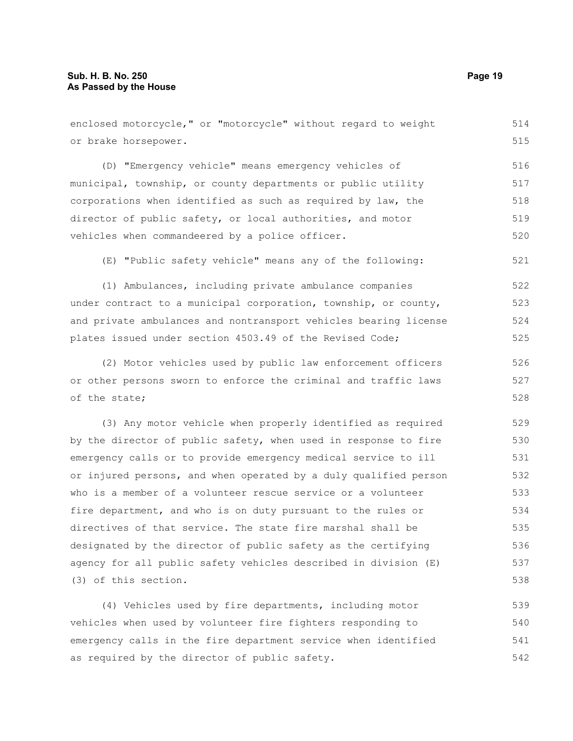enclosed motorcycle," or "motorcycle" without regard to weight or brake horsepower.

(D) "Emergency vehicle" means emergency vehicles of municipal, township, or county departments or public utility corporations when identified as such as required by law, the director of public safety, or local authorities, and motor vehicles when commandeered by a police officer.

(E) "Public safety vehicle" means any of the following:

(1) Ambulances, including private ambulance companies under contract to a municipal corporation, township, or county, and private ambulances and nontransport vehicles bearing license plates issued under section 4503.49 of the Revised Code;

(2) Motor vehicles used by public law enforcement officers or other persons sworn to enforce the criminal and traffic laws of the state;

(3) Any motor vehicle when properly identified as required by the director of public safety, when used in response to fire emergency calls or to provide emergency medical service to ill or injured persons, and when operated by a duly qualified person who is a member of a volunteer rescue service or a volunteer fire department, and who is on duty pursuant to the rules or directives of that service. The state fire marshal shall be designated by the director of public safety as the certifying agency for all public safety vehicles described in division (E)(3) of this section.

(4) Vehicles used by fire departments, including motor vehicles when used by volunteer fire fighters responding to emergency calls in the fire department service when identified as required by the director of public safety.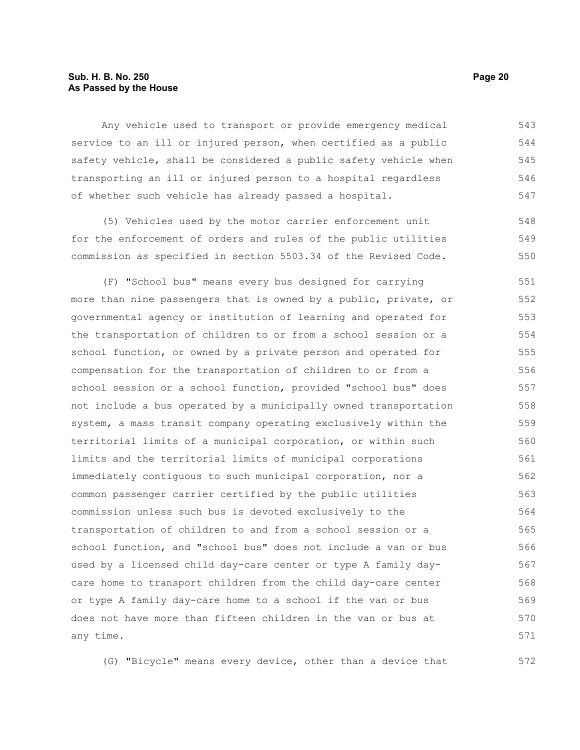Any vehicle used to transport or provide emergency medical service to an ill or injured person, when certified as a public safety vehicle, shall be considered a public safety vehicle when transporting an ill or injured person to a hospital regardless of whether such vehicle has already passed a hospital.

(5) Vehicles used by the motor carrier enforcement unit for the enforcement of orders and rules of the public utilities commission as specified in section 5503.34 of the Revised Code.

(F) "School bus" means every bus designed for carrying more than nine passengers that is owned by a public, private, or governmental agency or institution of learning and operated for the transportation of children to or from a school session or a school function, or owned by a private person and operated for compensation for the transportation of children to or from a school session or a school function, provided "school bus" does not include a bus operated by a municipally owned transportation system, a mass transit company operating exclusively within the territorial limits of a municipal corporation, or within such limits and the territorial limits of municipal corporations immediately contiguous to such municipal corporation, nor a common passenger carrier certified by the public utilities commission unless such bus is devoted exclusively to the transportation of children to and from a school session or a school function, and "school bus" does not include a van or bus used by a licensed child day-care center or type A family day-care home to transport children from the child day-care center or type A family day-care home to a school if the van or bus does not have more than fifteen children in the van or bus at any time.

(G) "Bicycle" means every device, other than a device that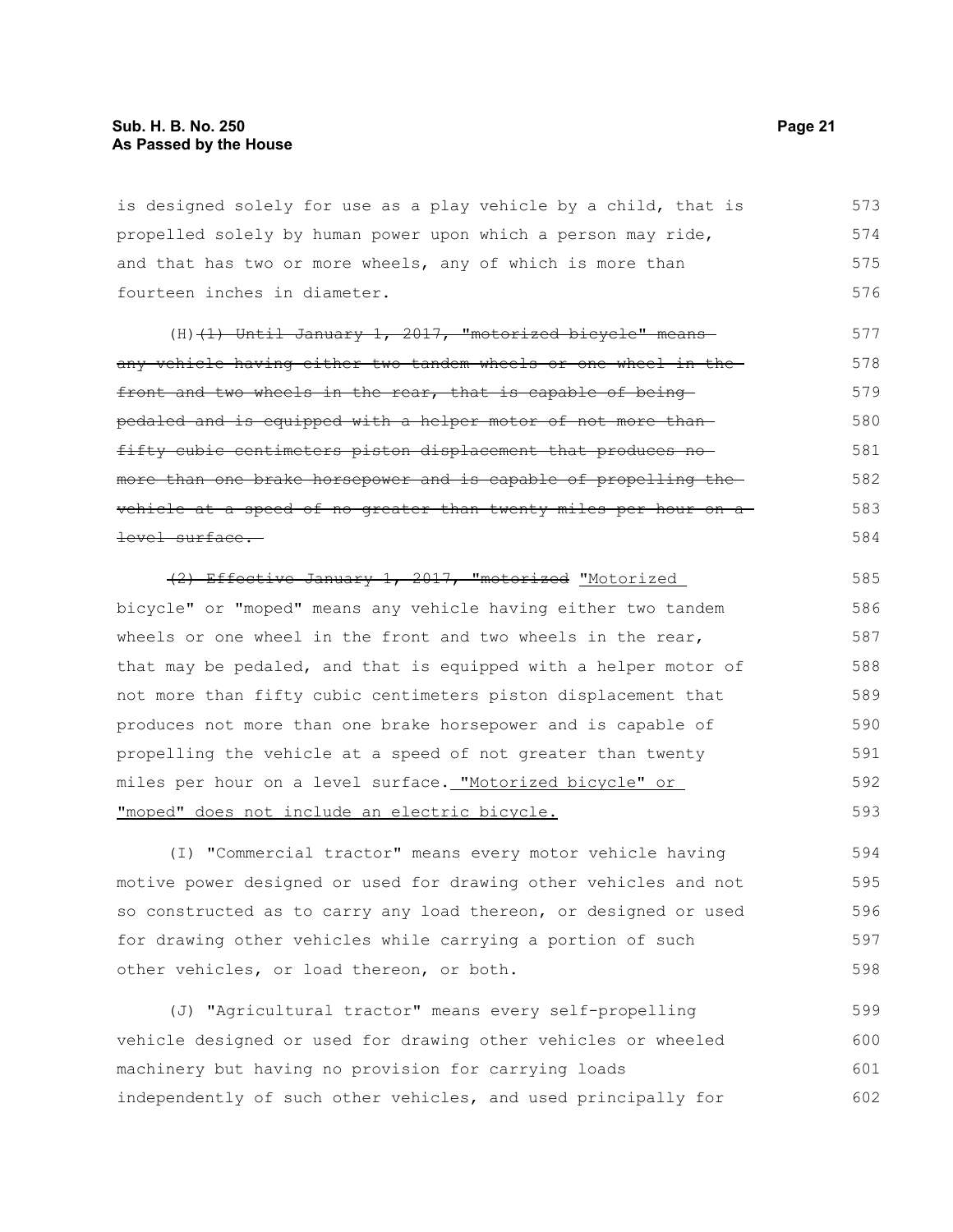is designed solely for use as a play vehicle by a child, that is propelled solely by human power upon which a person may ride, and that has two or more wheels, any of which is more than fourteen inches in diameter.

(H) ~~(1) Until January 1, 2017, "motorized bicycle" means any vehicle having either two tandem wheels or one wheel in the front and two wheels in the rear, that is capable of being pedaled and is equipped with a helper motor of not more than fifty cubic centimeters piston displacement that produces no more than one brake horsepower and is capable of propelling the vehicle at a speed of no greater than twenty miles per hour on a level surface.~~

~~(2) Effective January 1, 2017, "motorized~~ <u>"Motorized</u> bicycle" or "moped" means any vehicle having either two tandem wheels or one wheel in the front and two wheels in the rear, that may be pedaled, and that is equipped with a helper motor of not more than fifty cubic centimeters piston displacement that produces not more than one brake horsepower and is capable of propelling the vehicle at a speed of not greater than twenty miles per hour on a level surface. <u>"Motorized bicycle" or "moped" does not include an electric bicycle.</u>

(I) "Commercial tractor" means every motor vehicle having motive power designed or used for drawing other vehicles and not so constructed as to carry any load thereon, or designed or used for drawing other vehicles while carrying a portion of such other vehicles, or load thereon, or both.

(J) "Agricultural tractor" means every self-propelling vehicle designed or used for drawing other vehicles or wheeled machinery but having no provision for carrying loads independently of such other vehicles, and used principally for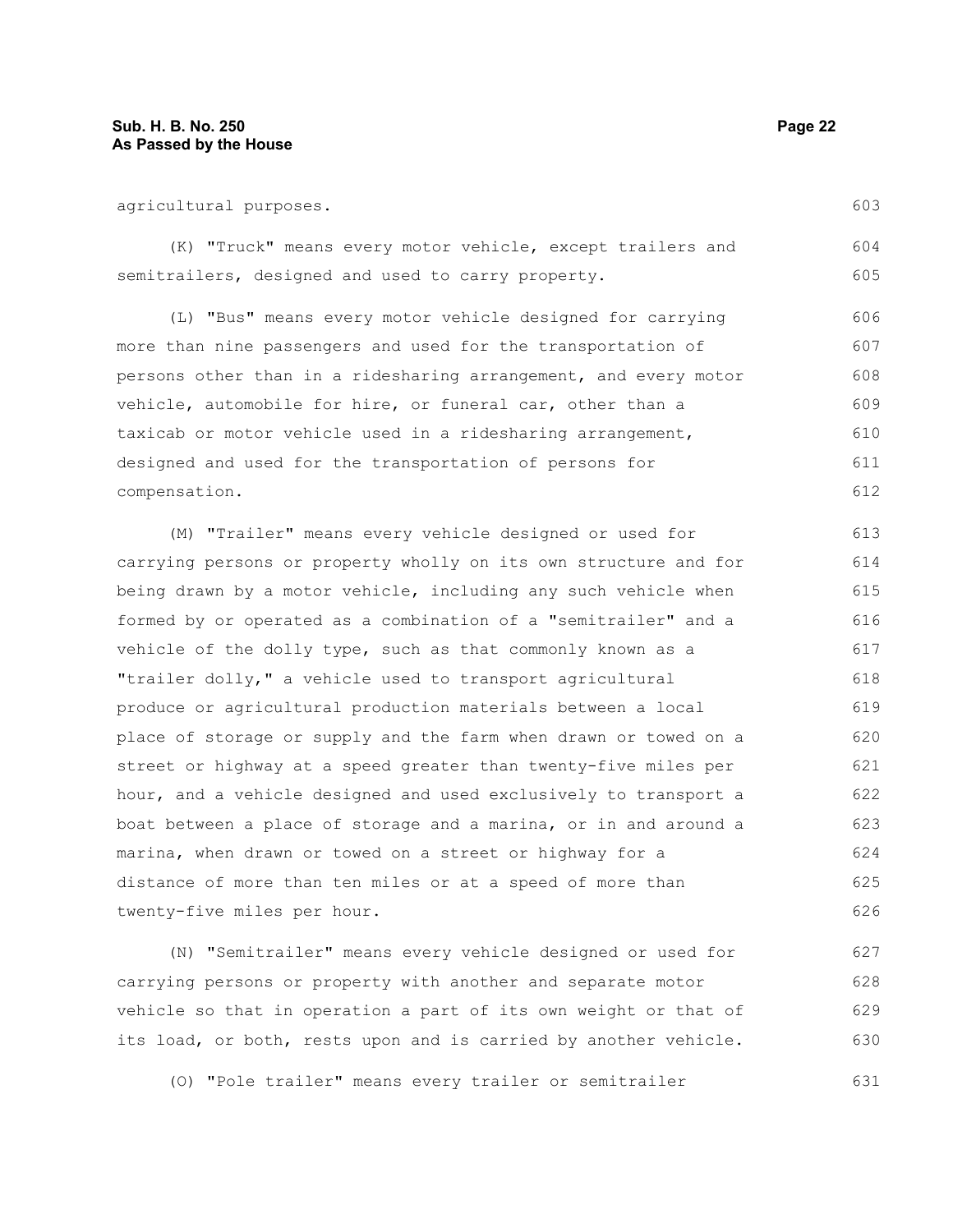agricultural purposes.

(K) "Truck" means every motor vehicle, except trailers and semitrailers, designed and used to carry property.

(L) "Bus" means every motor vehicle designed for carrying more than nine passengers and used for the transportation of persons other than in a ridesharing arrangement, and every motor vehicle, automobile for hire, or funeral car, other than a taxicab or motor vehicle used in a ridesharing arrangement, designed and used for the transportation of persons for compensation.

(M) "Trailer" means every vehicle designed or used for carrying persons or property wholly on its own structure and for being drawn by a motor vehicle, including any such vehicle when formed by or operated as a combination of a "semitrailer" and a vehicle of the dolly type, such as that commonly known as a "trailer dolly," a vehicle used to transport agricultural produce or agricultural production materials between a local place of storage or supply and the farm when drawn or towed on a street or highway at a speed greater than twenty-five miles per hour, and a vehicle designed and used exclusively to transport a boat between a place of storage and a marina, or in and around a marina, when drawn or towed on a street or highway for a distance of more than ten miles or at a speed of more than twenty-five miles per hour.

(N) "Semitrailer" means every vehicle designed or used for carrying persons or property with another and separate motor vehicle so that in operation a part of its own weight or that of its load, or both, rests upon and is carried by another vehicle.

(O) "Pole trailer" means every trailer or semitrailer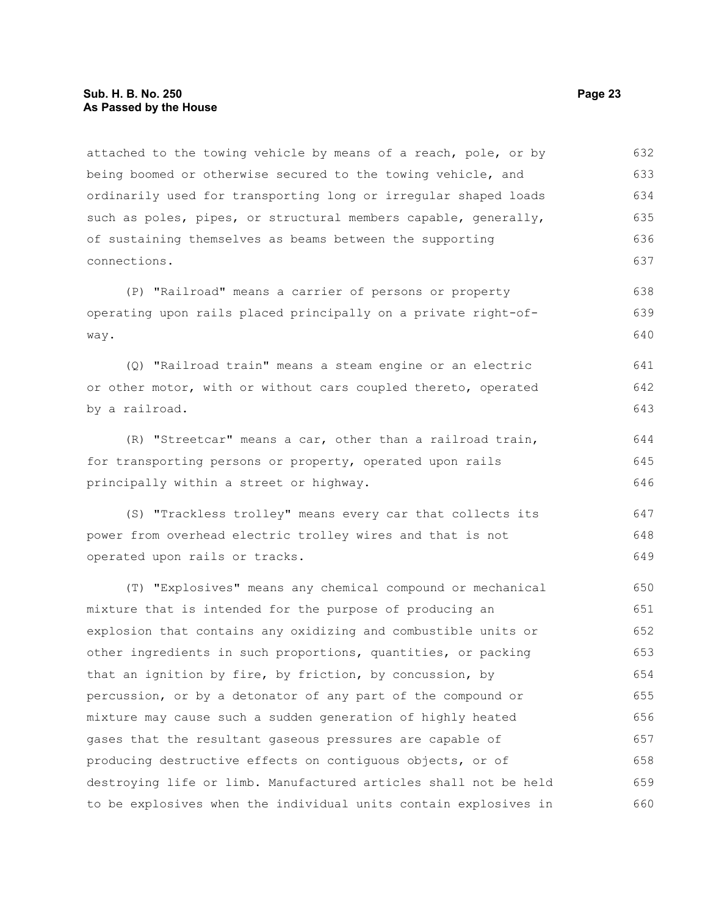attached to the towing vehicle by means of a reach, pole, or by being boomed or otherwise secured to the towing vehicle, and ordinarily used for transporting long or irregular shaped loads such as poles, pipes, or structural members capable, generally, of sustaining themselves as beams between the supporting connections.

(P) "Railroad" means a carrier of persons or property operating upon rails placed principally on a private right-of-way.

(Q) "Railroad train" means a steam engine or an electric or other motor, with or without cars coupled thereto, operated by a railroad.

(R) "Streetcar" means a car, other than a railroad train, for transporting persons or property, operated upon rails principally within a street or highway.

(S) "Trackless trolley" means every car that collects its power from overhead electric trolley wires and that is not operated upon rails or tracks.

(T) "Explosives" means any chemical compound or mechanical mixture that is intended for the purpose of producing an explosion that contains any oxidizing and combustible units or other ingredients in such proportions, quantities, or packing that an ignition by fire, by friction, by concussion, by percussion, or by a detonator of any part of the compound or mixture may cause such a sudden generation of highly heated gases that the resultant gaseous pressures are capable of producing destructive effects on contiguous objects, or of destroying life or limb. Manufactured articles shall not be held to be explosives when the individual units contain explosives in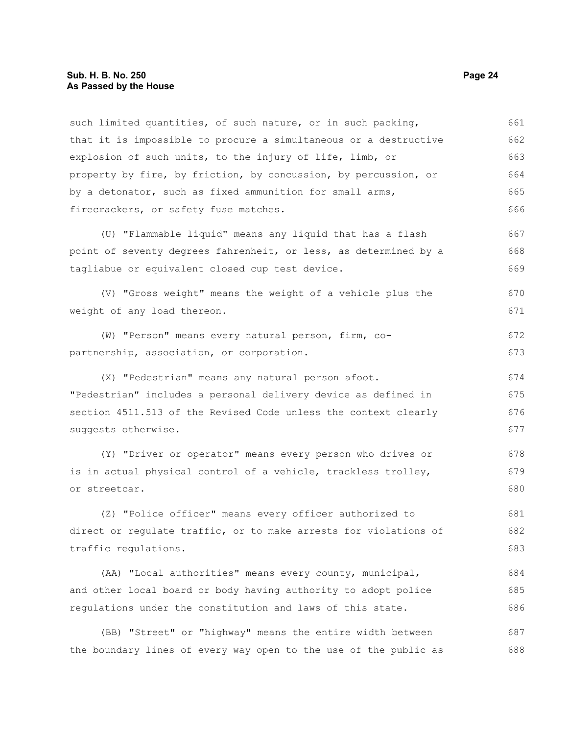such limited quantities, of such nature, or in such packing, that it is impossible to procure a simultaneous or a destructive explosion of such units, to the injury of life, limb, or property by fire, by friction, by concussion, by percussion, or by a detonator, such as fixed ammunition for small arms, firecrackers, or safety fuse matches.

(U) "Flammable liquid" means any liquid that has a flash point of seventy degrees fahrenheit, or less, as determined by a tagliabue or equivalent closed cup test device.

(V) "Gross weight" means the weight of a vehicle plus the weight of any load thereon.

(W) "Person" means every natural person, firm, co-partnership, association, or corporation.

(X) "Pedestrian" means any natural person afoot. "Pedestrian" includes a personal delivery device as defined in section 4511.513 of the Revised Code unless the context clearly suggests otherwise.

(Y) "Driver or operator" means every person who drives or is in actual physical control of a vehicle, trackless trolley, or streetcar.

(Z) "Police officer" means every officer authorized to direct or regulate traffic, or to make arrests for violations of traffic regulations.

(AA) "Local authorities" means every county, municipal, and other local board or body having authority to adopt police regulations under the constitution and laws of this state.

(BB) "Street" or "highway" means the entire width between the boundary lines of every way open to the use of the public as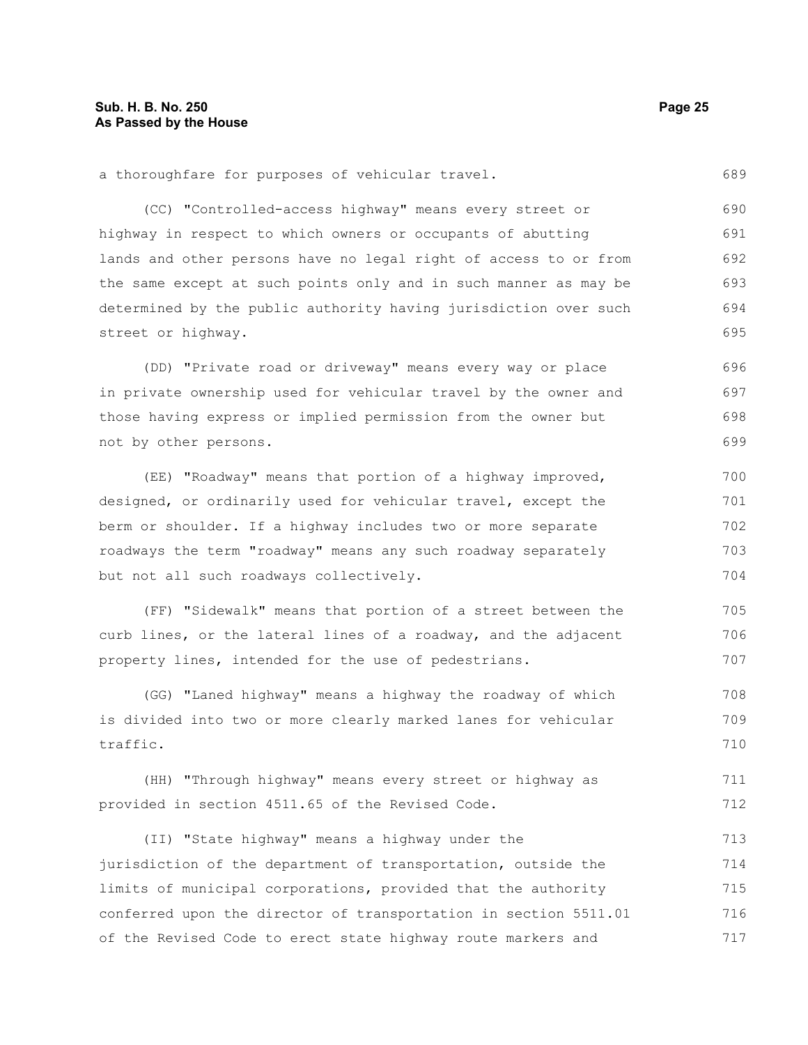a thoroughfare for purposes of vehicular travel.

(CC) "Controlled-access highway" means every street or highway in respect to which owners or occupants of abutting lands and other persons have no legal right of access to or from the same except at such points only and in such manner as may be determined by the public authority having jurisdiction over such street or highway.

(DD) "Private road or driveway" means every way or place in private ownership used for vehicular travel by the owner and those having express or implied permission from the owner but not by other persons.

(EE) "Roadway" means that portion of a highway improved, designed, or ordinarily used for vehicular travel, except the berm or shoulder. If a highway includes two or more separate roadways the term "roadway" means any such roadway separately but not all such roadways collectively.

(FF) "Sidewalk" means that portion of a street between the curb lines, or the lateral lines of a roadway, and the adjacent property lines, intended for the use of pedestrians.

(GG) "Laned highway" means a highway the roadway of which is divided into two or more clearly marked lanes for vehicular traffic.

(HH) "Through highway" means every street or highway as provided in section 4511.65 of the Revised Code.

(II) "State highway" means a highway under the jurisdiction of the department of transportation, outside the limits of municipal corporations, provided that the authority conferred upon the director of transportation in section 5511.01 of the Revised Code to erect state highway route markers and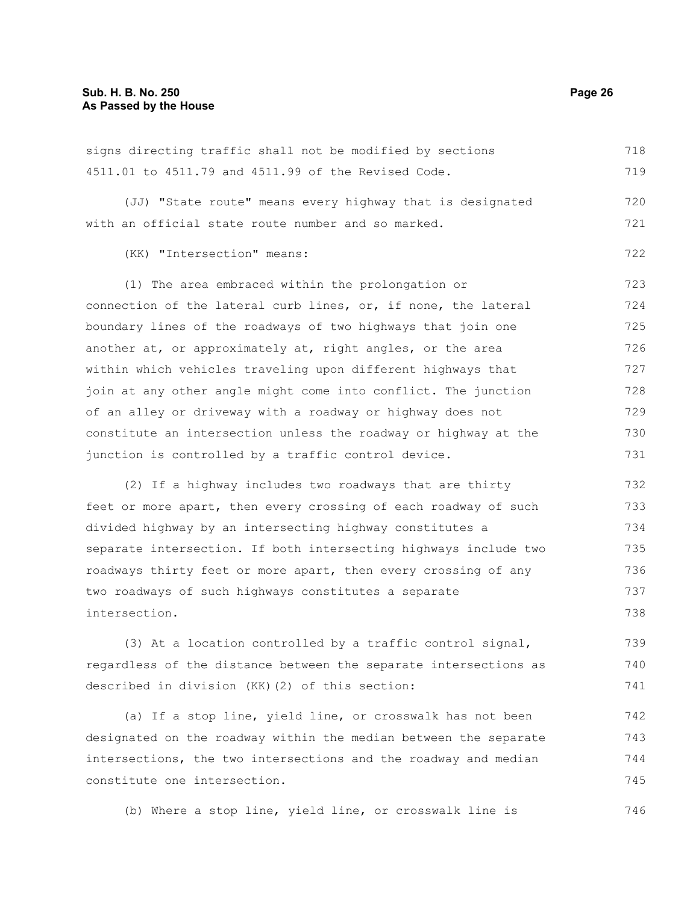signs directing traffic shall not be modified by sections 4511.01 to 4511.79 and 4511.99 of the Revised Code.

(JJ) "State route" means every highway that is designated with an official state route number and so marked.

(KK) "Intersection" means:

(1) The area embraced within the prolongation or connection of the lateral curb lines, or, if none, the lateral boundary lines of the roadways of two highways that join one another at, or approximately at, right angles, or the area within which vehicles traveling upon different highways that join at any other angle might come into conflict. The junction of an alley or driveway with a roadway or highway does not constitute an intersection unless the roadway or highway at the junction is controlled by a traffic control device.

(2) If a highway includes two roadways that are thirty feet or more apart, then every crossing of each roadway of such divided highway by an intersecting highway constitutes a separate intersection. If both intersecting highways include two roadways thirty feet or more apart, then every crossing of any two roadways of such highways constitutes a separate intersection.

(3) At a location controlled by a traffic control signal, regardless of the distance between the separate intersections as described in division (KK)(2) of this section:

(a) If a stop line, yield line, or crosswalk has not been designated on the roadway within the median between the separate intersections, the two intersections and the roadway and median constitute one intersection.

(b) Where a stop line, yield line, or crosswalk line is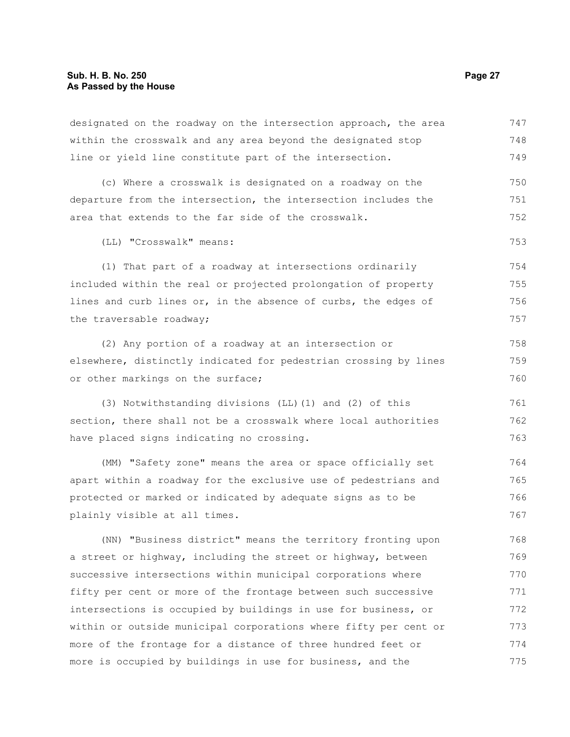designated on the roadway on the intersection approach, the area within the crosswalk and any area beyond the designated stop line or yield line constitute part of the intersection.

(c) Where a crosswalk is designated on a roadway on the departure from the intersection, the intersection includes the area that extends to the far side of the crosswalk.

(LL) "Crosswalk" means:

(1) That part of a roadway at intersections ordinarily included within the real or projected prolongation of property lines and curb lines or, in the absence of curbs, the edges of the traversable roadway;

(2) Any portion of a roadway at an intersection or elsewhere, distinctly indicated for pedestrian crossing by lines or other markings on the surface;

(3) Notwithstanding divisions (LL)(1) and (2) of this section, there shall not be a crosswalk where local authorities have placed signs indicating no crossing.

(MM) "Safety zone" means the area or space officially set apart within a roadway for the exclusive use of pedestrians and protected or marked or indicated by adequate signs as to be plainly visible at all times.

(NN) "Business district" means the territory fronting upon a street or highway, including the street or highway, between successive intersections within municipal corporations where fifty per cent or more of the frontage between such successive intersections is occupied by buildings in use for business, or within or outside municipal corporations where fifty per cent or more of the frontage for a distance of three hundred feet or more is occupied by buildings in use for business, and the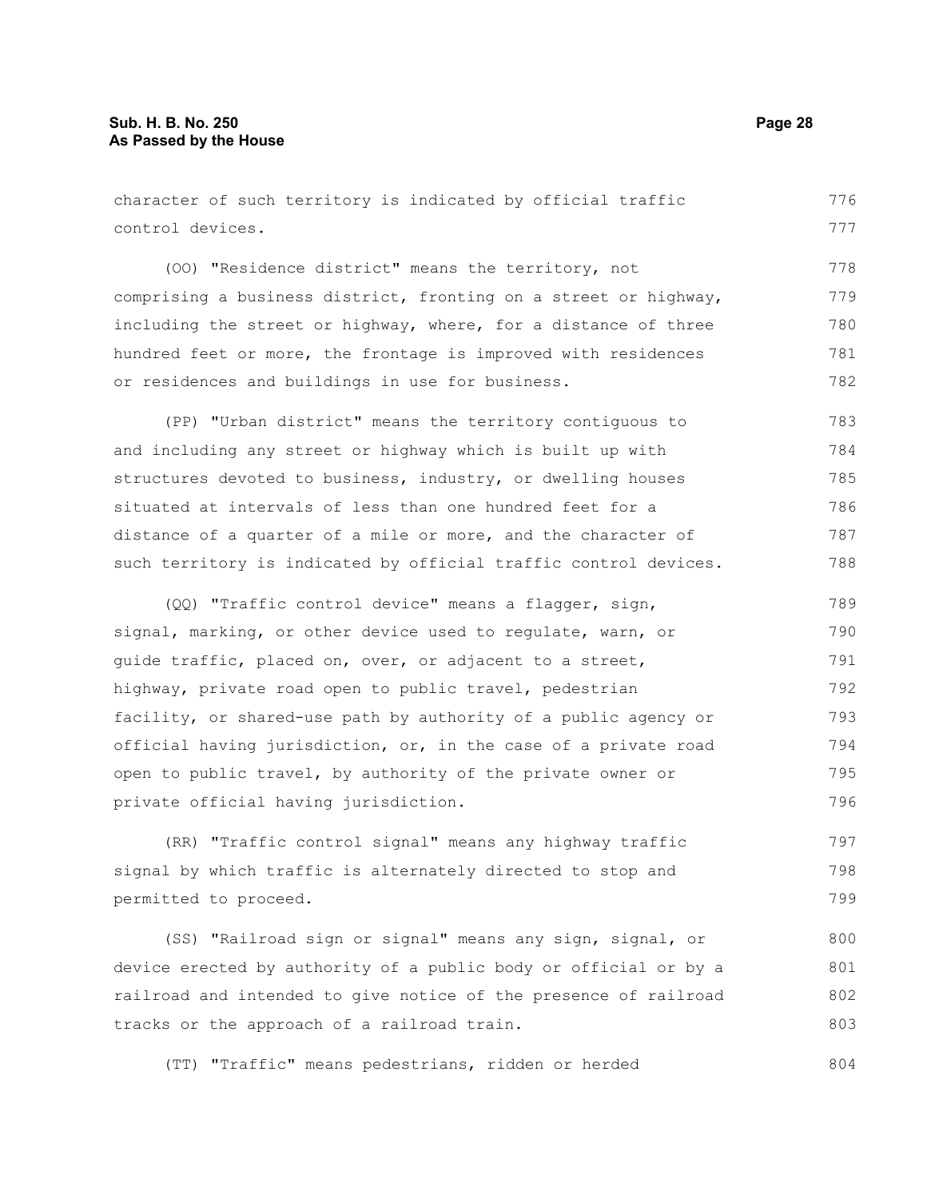character of such territory is indicated by official traffic control devices.

(OO) "Residence district" means the territory, not comprising a business district, fronting on a street or highway, including the street or highway, where, for a distance of three hundred feet or more, the frontage is improved with residences or residences and buildings in use for business.

(PP) "Urban district" means the territory contiguous to and including any street or highway which is built up with structures devoted to business, industry, or dwelling houses situated at intervals of less than one hundred feet for a distance of a quarter of a mile or more, and the character of such territory is indicated by official traffic control devices.

(QQ) "Traffic control device" means a flagger, sign, signal, marking, or other device used to regulate, warn, or guide traffic, placed on, over, or adjacent to a street, highway, private road open to public travel, pedestrian facility, or shared-use path by authority of a public agency or official having jurisdiction, or, in the case of a private road open to public travel, by authority of the private owner or private official having jurisdiction.

(RR) "Traffic control signal" means any highway traffic signal by which traffic is alternately directed to stop and permitted to proceed.

(SS) "Railroad sign or signal" means any sign, signal, or device erected by authority of a public body or official or by a railroad and intended to give notice of the presence of railroad tracks or the approach of a railroad train.

(TT) "Traffic" means pedestrians, ridden or herded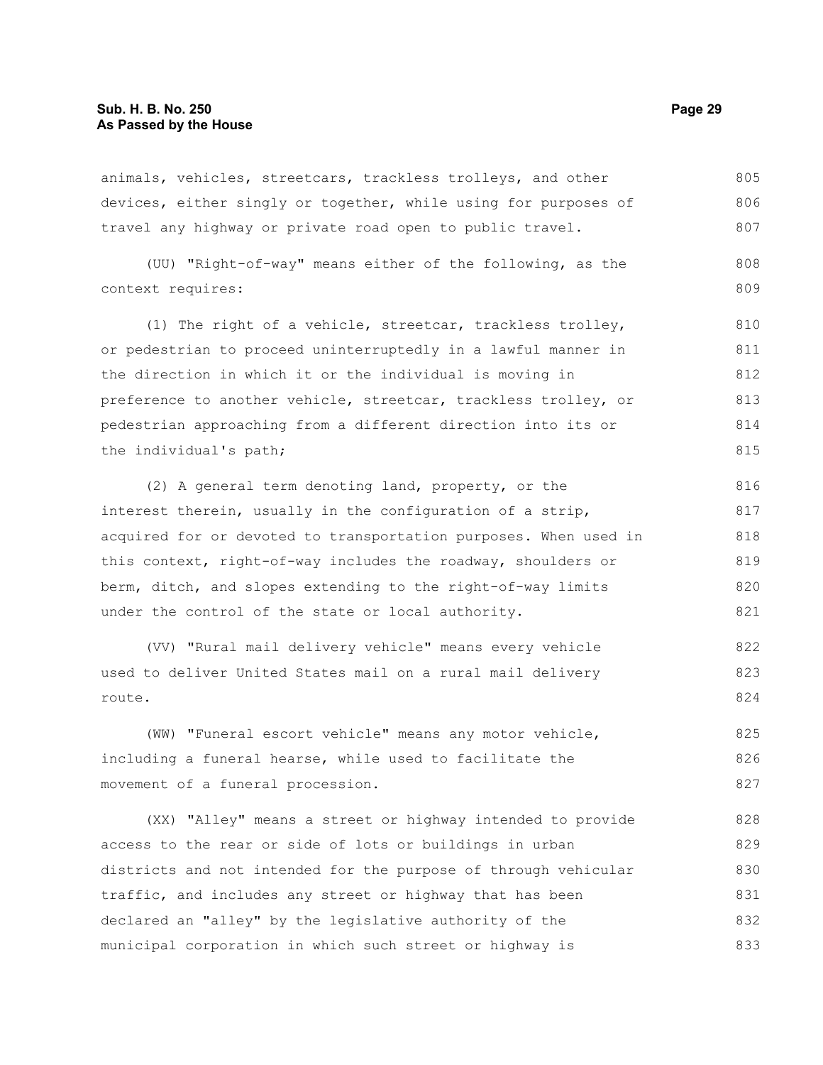animals, vehicles, streetcars, trackless trolleys, and other devices, either singly or together, while using for purposes of travel any highway or private road open to public travel.

(UU) "Right-of-way" means either of the following, as the context requires:

(1) The right of a vehicle, streetcar, trackless trolley, or pedestrian to proceed uninterruptedly in a lawful manner in the direction in which it or the individual is moving in preference to another vehicle, streetcar, trackless trolley, or pedestrian approaching from a different direction into its or the individual's path;

(2) A general term denoting land, property, or the interest therein, usually in the configuration of a strip, acquired for or devoted to transportation purposes. When used in this context, right-of-way includes the roadway, shoulders or berm, ditch, and slopes extending to the right-of-way limits under the control of the state or local authority.

(VV) "Rural mail delivery vehicle" means every vehicle used to deliver United States mail on a rural mail delivery route.

(WW) "Funeral escort vehicle" means any motor vehicle, including a funeral hearse, while used to facilitate the movement of a funeral procession.

(XX) "Alley" means a street or highway intended to provide access to the rear or side of lots or buildings in urban districts and not intended for the purpose of through vehicular traffic, and includes any street or highway that has been declared an "alley" by the legislative authority of the municipal corporation in which such street or highway is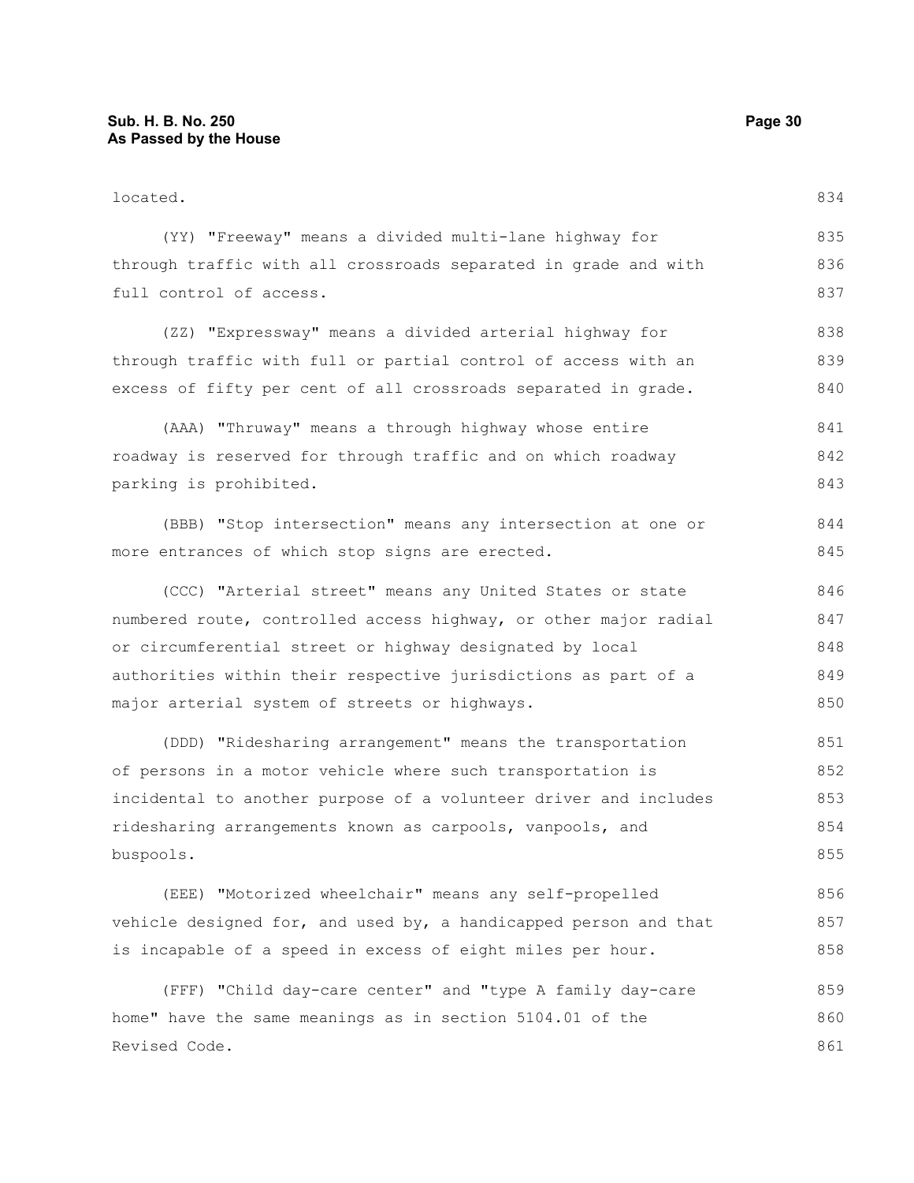located.

(YY) "Freeway" means a divided multi-lane highway for through traffic with all crossroads separated in grade and with full control of access.

(ZZ) "Expressway" means a divided arterial highway for through traffic with full or partial control of access with an excess of fifty per cent of all crossroads separated in grade.

(AAA) "Thruway" means a through highway whose entire roadway is reserved for through traffic and on which roadway parking is prohibited.

(BBB) "Stop intersection" means any intersection at one or more entrances of which stop signs are erected.

(CCC) "Arterial street" means any United States or state numbered route, controlled access highway, or other major radial or circumferential street or highway designated by local authorities within their respective jurisdictions as part of a major arterial system of streets or highways.

(DDD) "Ridesharing arrangement" means the transportation of persons in a motor vehicle where such transportation is incidental to another purpose of a volunteer driver and includes ridesharing arrangements known as carpools, vanpools, and buspools.

(EEE) "Motorized wheelchair" means any self-propelled vehicle designed for, and used by, a handicapped person and that is incapable of a speed in excess of eight miles per hour.

(FFF) "Child day-care center" and "type A family day-care home" have the same meanings as in section 5104.01 of the Revised Code.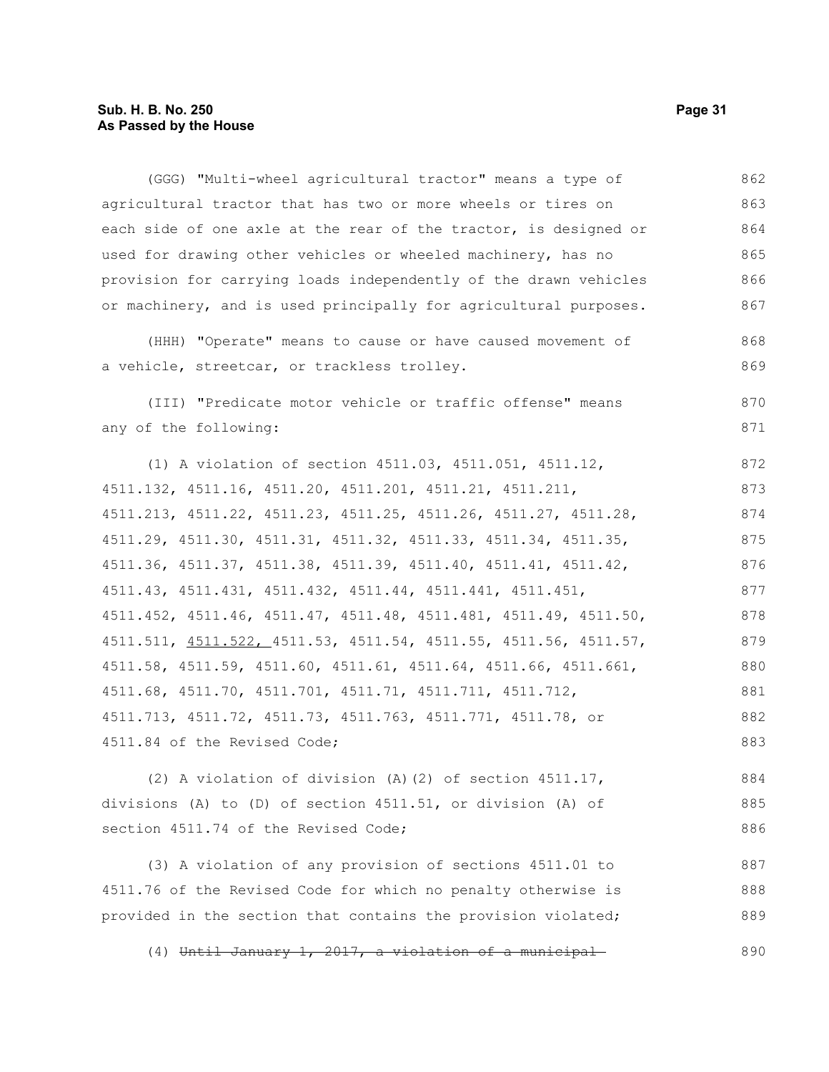(GGG) "Multi-wheel agricultural tractor" means a type of agricultural tractor that has two or more wheels or tires on each side of one axle at the rear of the tractor, is designed or used for drawing other vehicles or wheeled machinery, has no provision for carrying loads independently of the drawn vehicles or machinery, and is used principally for agricultural purposes.

(HHH) "Operate" means to cause or have caused movement of a vehicle, streetcar, or trackless trolley.

(III) "Predicate motor vehicle or traffic offense" means any of the following:

(1) A violation of section 4511.03, 4511.051, 4511.12, 4511.132, 4511.16, 4511.20, 4511.201, 4511.21, 4511.211, 4511.213, 4511.22, 4511.23, 4511.25, 4511.26, 4511.27, 4511.28, 4511.29, 4511.30, 4511.31, 4511.32, 4511.33, 4511.34, 4511.35, 4511.36, 4511.37, 4511.38, 4511.39, 4511.40, 4511.41, 4511.42, 4511.43, 4511.431, 4511.432, 4511.44, 4511.441, 4511.451, 4511.452, 4511.46, 4511.47, 4511.48, 4511.481, 4511.49, 4511.50, 4511.511, 4511.522, 4511.53, 4511.54, 4511.55, 4511.56, 4511.57, 4511.58, 4511.59, 4511.60, 4511.61, 4511.64, 4511.66, 4511.661, 4511.68, 4511.70, 4511.701, 4511.71, 4511.711, 4511.712, 4511.713, 4511.72, 4511.73, 4511.763, 4511.771, 4511.78, or 4511.84 of the Revised Code;

(2) A violation of division (A)(2) of section 4511.17, divisions (A) to (D) of section 4511.51, or division (A) of section 4511.74 of the Revised Code;

(3) A violation of any provision of sections 4511.01 to 4511.76 of the Revised Code for which no penalty otherwise is provided in the section that contains the provision violated;

(4) ~~Until January 1, 2017, a violation of a municipal~~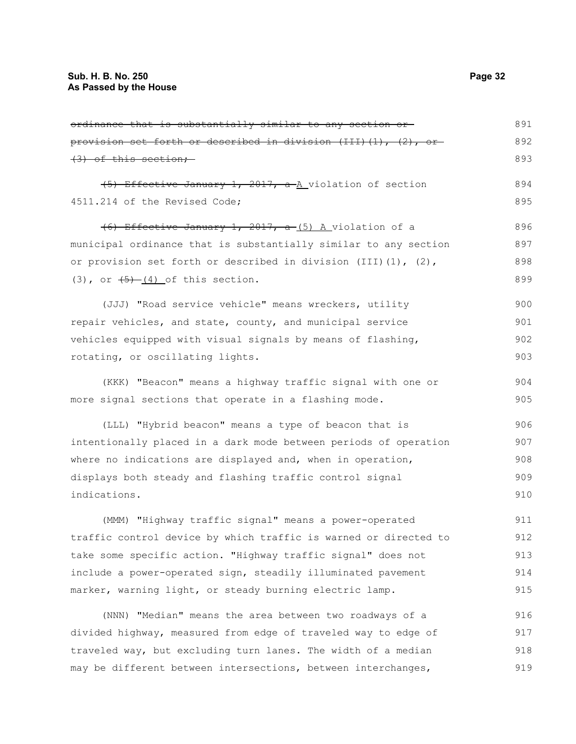~~ordinance that is substantially similar to any section or provision set forth or described in division (III)(1), (2), or (3) of this section;~~

~~(5) Effective January 1, 2017, a~~ A violation of section 4511.214 of the Revised Code;

~~(6) Effective January 1, 2017, a~~ (5) A violation of a municipal ordinance that is substantially similar to any section or provision set forth or described in division (III)(1), (2), (3), or ~~(5)~~ (4) of this section.

(JJJ) "Road service vehicle" means wreckers, utility repair vehicles, and state, county, and municipal service vehicles equipped with visual signals by means of flashing, rotating, or oscillating lights.

(KKK) "Beacon" means a highway traffic signal with one or more signal sections that operate in a flashing mode.

(LLL) "Hybrid beacon" means a type of beacon that is intentionally placed in a dark mode between periods of operation where no indications are displayed and, when in operation, displays both steady and flashing traffic control signal indications.

(MMM) "Highway traffic signal" means a power-operated traffic control device by which traffic is warned or directed to take some specific action. "Highway traffic signal" does not include a power-operated sign, steadily illuminated pavement marker, warning light, or steady burning electric lamp.

(NNN) "Median" means the area between two roadways of a divided highway, measured from edge of traveled way to edge of traveled way, but excluding turn lanes. The width of a median may be different between intersections, between interchanges,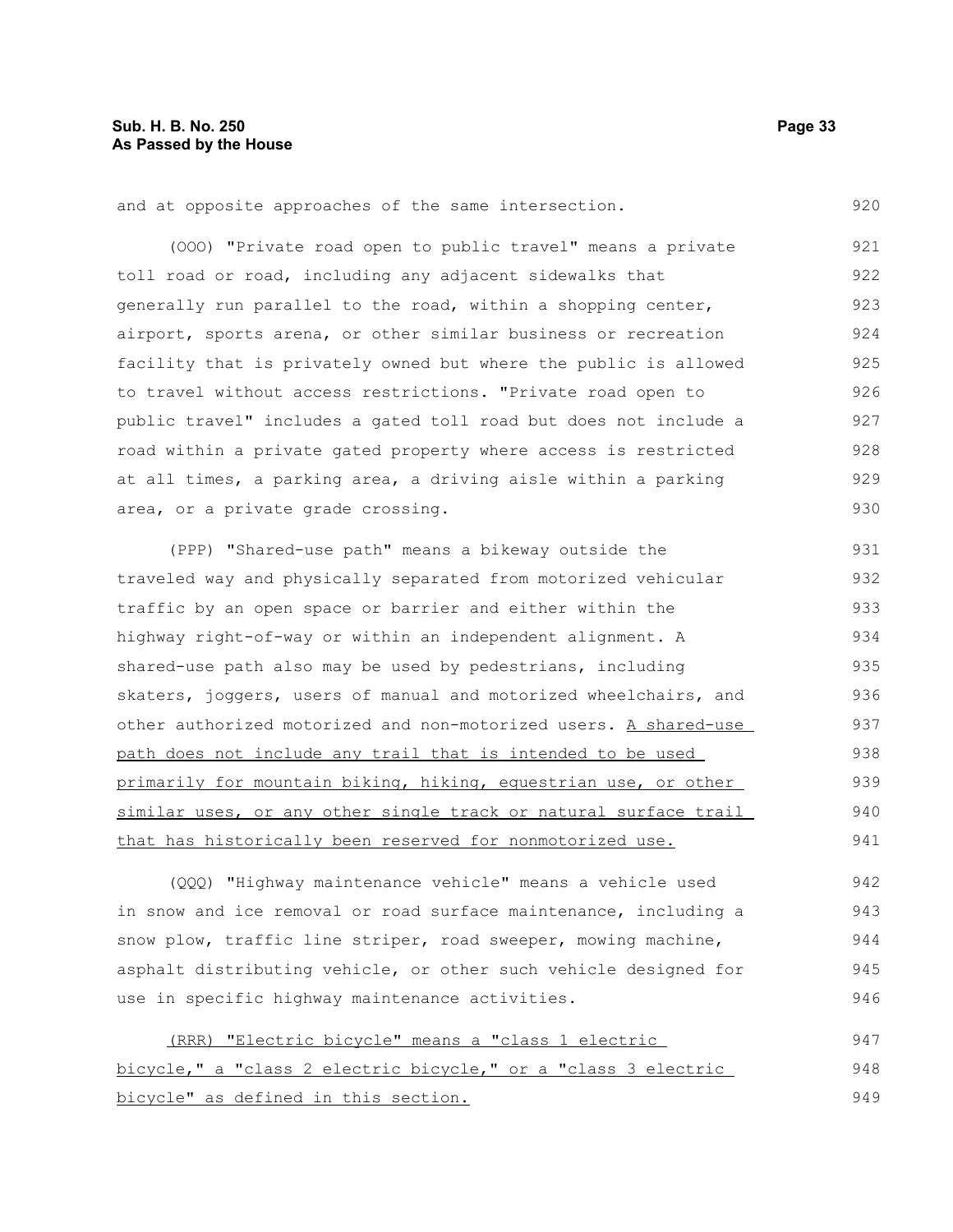and at opposite approaches of the same intersection.

(OOO) "Private road open to public travel" means a private toll road or road, including any adjacent sidewalks that generally run parallel to the road, within a shopping center, airport, sports arena, or other similar business or recreation facility that is privately owned but where the public is allowed to travel without access restrictions. "Private road open to public travel" includes a gated toll road but does not include a road within a private gated property where access is restricted at all times, a parking area, a driving aisle within a parking area, or a private grade crossing.

(PPP) "Shared-use path" means a bikeway outside the traveled way and physically separated from motorized vehicular traffic by an open space or barrier and either within the highway right-of-way or within an independent alignment. A shared-use path also may be used by pedestrians, including skaters, joggers, users of manual and motorized wheelchairs, and other authorized motorized and non-motorized users. A shared-use path does not include any trail that is intended to be used primarily for mountain biking, hiking, equestrian use, or other similar uses, or any other single track or natural surface trail that has historically been reserved for nonmotorized use.

(QQQ) "Highway maintenance vehicle" means a vehicle used in snow and ice removal or road surface maintenance, including a snow plow, traffic line striper, road sweeper, mowing machine, asphalt distributing vehicle, or other such vehicle designed for use in specific highway maintenance activities.

(RRR) "Electric bicycle" means a "class 1 electric bicycle," a "class 2 electric bicycle," or a "class 3 electric bicycle" as defined in this section.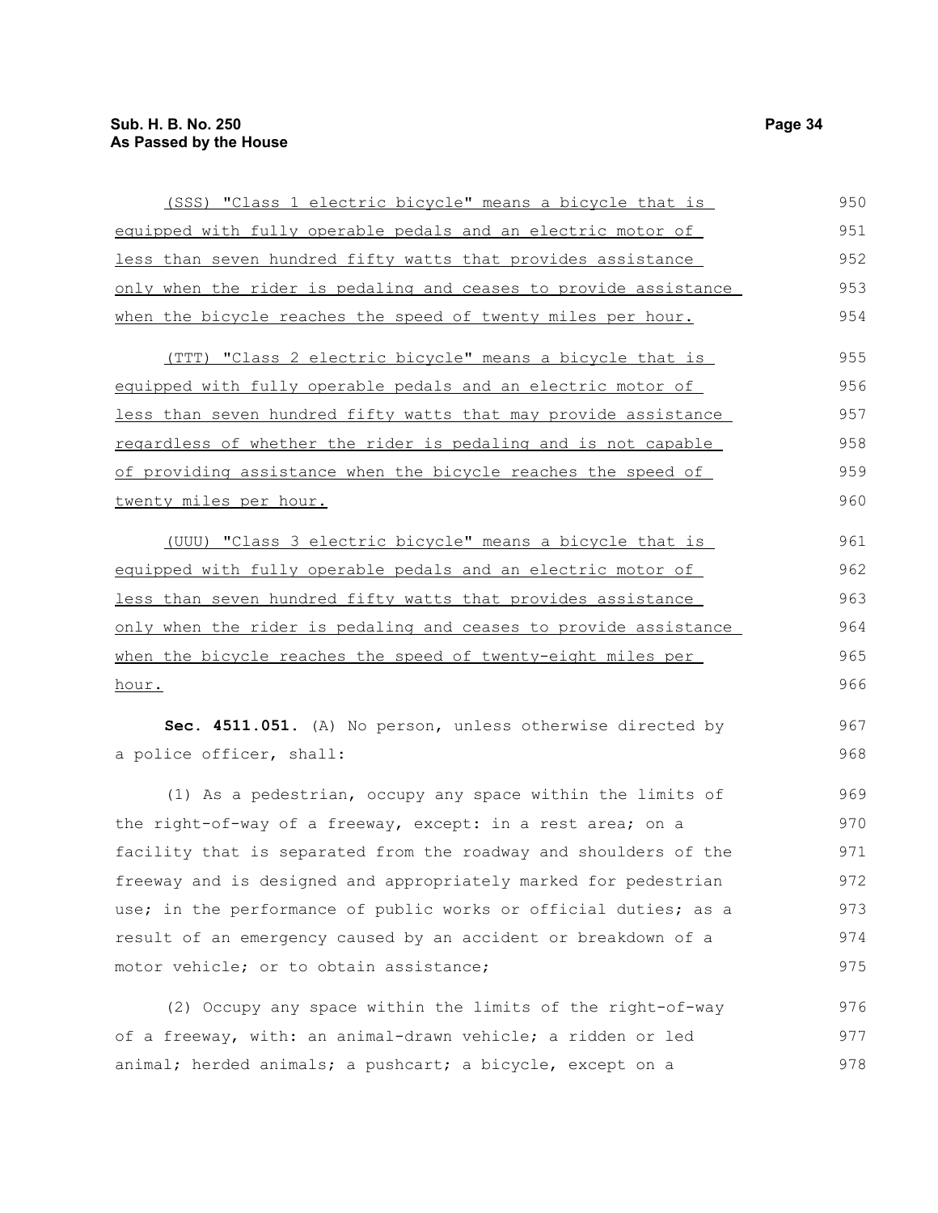(SSS) "Class 1 electric bicycle" means a bicycle that is equipped with fully operable pedals and an electric motor of less than seven hundred fifty watts that provides assistance only when the rider is pedaling and ceases to provide assistance when the bicycle reaches the speed of twenty miles per hour.

(TTT) "Class 2 electric bicycle" means a bicycle that is equipped with fully operable pedals and an electric motor of less than seven hundred fifty watts that may provide assistance regardless of whether the rider is pedaling and is not capable of providing assistance when the bicycle reaches the speed of twenty miles per hour.

(UUU) "Class 3 electric bicycle" means a bicycle that is equipped with fully operable pedals and an electric motor of less than seven hundred fifty watts that provides assistance only when the rider is pedaling and ceases to provide assistance when the bicycle reaches the speed of twenty-eight miles per hour.

**Sec. 4511.051.** (A) No person, unless otherwise directed by a police officer, shall:

(1) As a pedestrian, occupy any space within the limits of the right-of-way of a freeway, except: in a rest area; on a facility that is separated from the roadway and shoulders of the freeway and is designed and appropriately marked for pedestrian use; in the performance of public works or official duties; as a result of an emergency caused by an accident or breakdown of a motor vehicle; or to obtain assistance;

(2) Occupy any space within the limits of the right-of-way of a freeway, with: an animal-drawn vehicle; a ridden or led animal; herded animals; a pushcart; a bicycle, except on a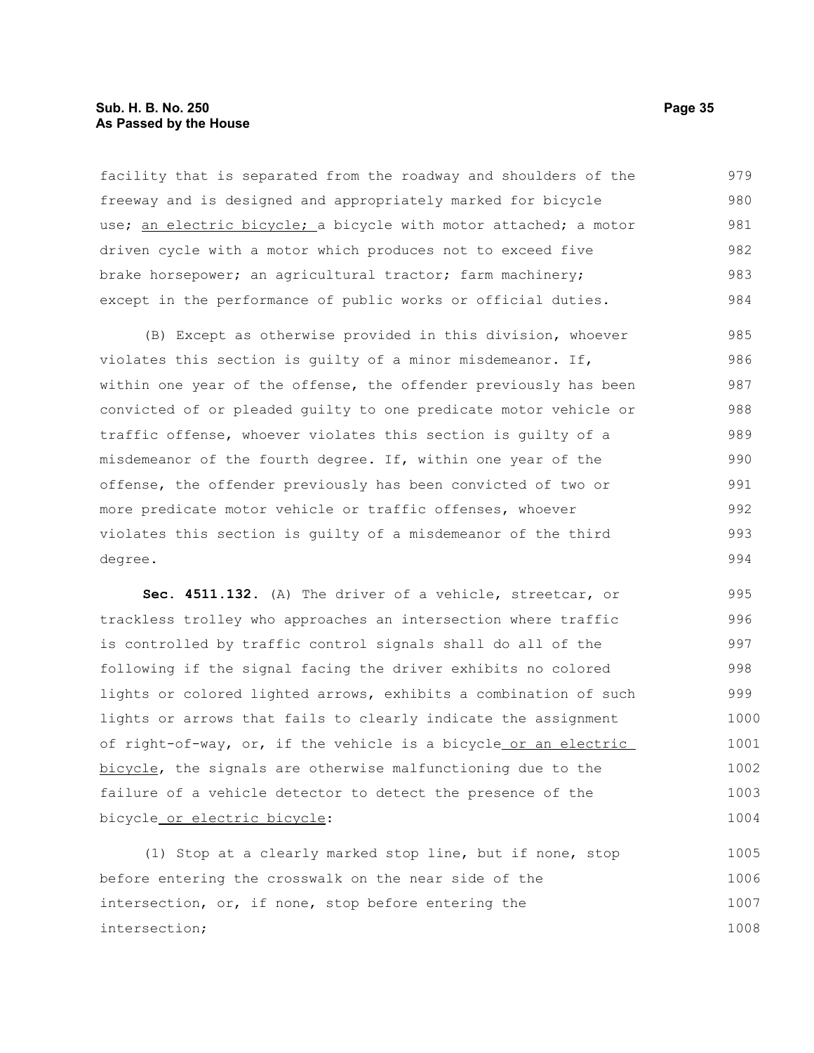facility that is separated from the roadway and shoulders of the freeway and is designed and appropriately marked for bicycle use; an electric bicycle; a bicycle with motor attached; a motor driven cycle with a motor which produces not to exceed five brake horsepower; an agricultural tractor; farm machinery; except in the performance of public works or official duties.

(B) Except as otherwise provided in this division, whoever violates this section is guilty of a minor misdemeanor. If, within one year of the offense, the offender previously has been convicted of or pleaded guilty to one predicate motor vehicle or traffic offense, whoever violates this section is guilty of a misdemeanor of the fourth degree. If, within one year of the offense, the offender previously has been convicted of two or more predicate motor vehicle or traffic offenses, whoever violates this section is guilty of a misdemeanor of the third degree.

**Sec. 4511.132.** (A) The driver of a vehicle, streetcar, or trackless trolley who approaches an intersection where traffic is controlled by traffic control signals shall do all of the following if the signal facing the driver exhibits no colored lights or colored lighted arrows, exhibits a combination of such lights or arrows that fails to clearly indicate the assignment of right-of-way, or, if the vehicle is a bicycle or an electric bicycle, the signals are otherwise malfunctioning due to the failure of a vehicle detector to detect the presence of the bicycle or electric bicycle:

(1) Stop at a clearly marked stop line, but if none, stop before entering the crosswalk on the near side of the intersection, or, if none, stop before entering the intersection;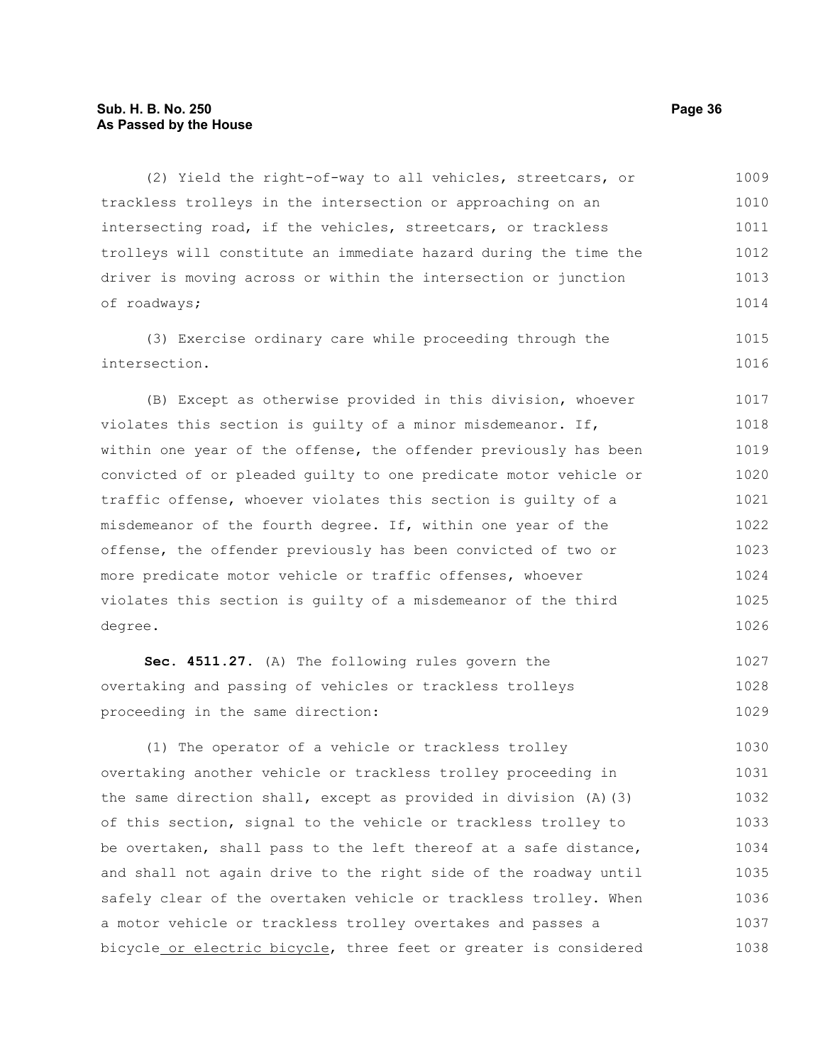(2) Yield the right-of-way to all vehicles, streetcars, or trackless trolleys in the intersection or approaching on an intersecting road, if the vehicles, streetcars, or trackless trolleys will constitute an immediate hazard during the time the driver is moving across or within the intersection or junction of roadways;

(3) Exercise ordinary care while proceeding through the intersection.

(B) Except as otherwise provided in this division, whoever violates this section is guilty of a minor misdemeanor. If, within one year of the offense, the offender previously has been convicted of or pleaded guilty to one predicate motor vehicle or traffic offense, whoever violates this section is guilty of a misdemeanor of the fourth degree. If, within one year of the offense, the offender previously has been convicted of two or more predicate motor vehicle or traffic offenses, whoever violates this section is guilty of a misdemeanor of the third degree.

**Sec. 4511.27.** (A) The following rules govern the overtaking and passing of vehicles or trackless trolleys proceeding in the same direction:

(1) The operator of a vehicle or trackless trolley overtaking another vehicle or trackless trolley proceeding in the same direction shall, except as provided in division (A)(3) of this section, signal to the vehicle or trackless trolley to be overtaken, shall pass to the left thereof at a safe distance, and shall not again drive to the right side of the roadway until safely clear of the overtaken vehicle or trackless trolley. When a motor vehicle or trackless trolley overtakes and passes a bicycle or electric bicycle, three feet or greater is considered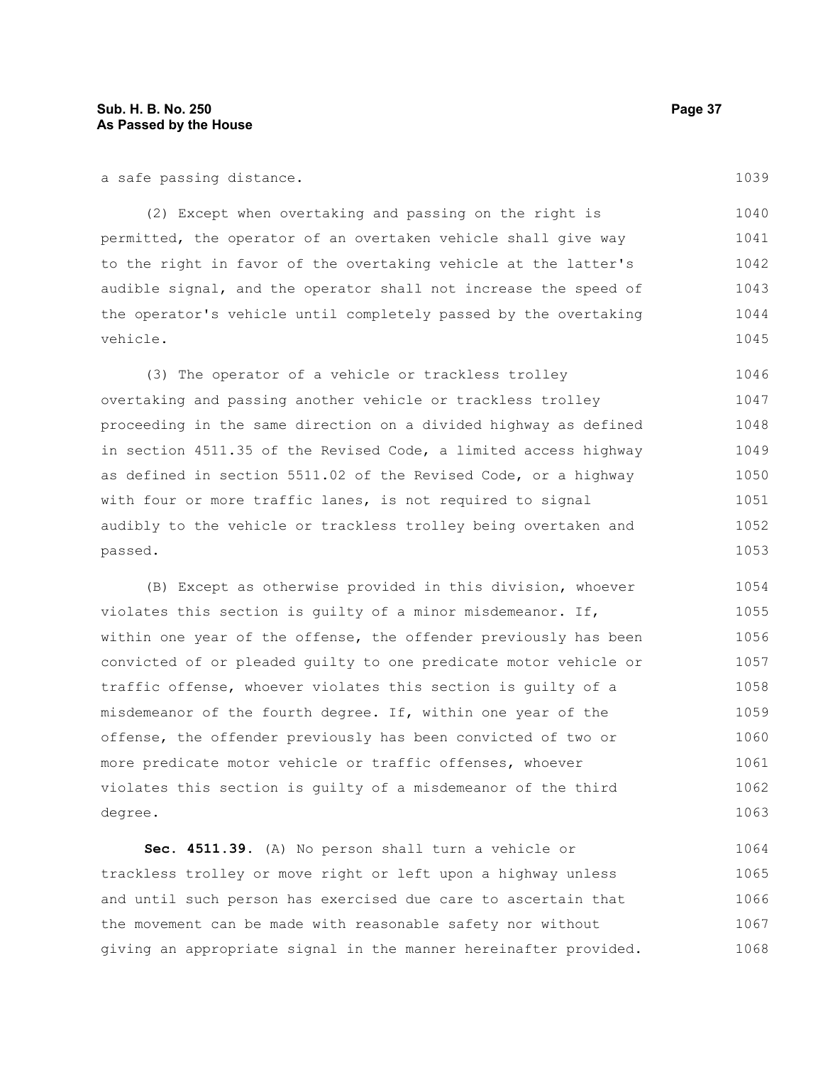a safe passing distance.

(2) Except when overtaking and passing on the right is permitted, the operator of an overtaken vehicle shall give way to the right in favor of the overtaking vehicle at the latter's audible signal, and the operator shall not increase the speed of the operator's vehicle until completely passed by the overtaking vehicle.

(3) The operator of a vehicle or trackless trolley overtaking and passing another vehicle or trackless trolley proceeding in the same direction on a divided highway as defined in section 4511.35 of the Revised Code, a limited access highway as defined in section 5511.02 of the Revised Code, or a highway with four or more traffic lanes, is not required to signal audibly to the vehicle or trackless trolley being overtaken and passed.

(B) Except as otherwise provided in this division, whoever violates this section is guilty of a minor misdemeanor. If, within one year of the offense, the offender previously has been convicted of or pleaded guilty to one predicate motor vehicle or traffic offense, whoever violates this section is guilty of a misdemeanor of the fourth degree. If, within one year of the offense, the offender previously has been convicted of two or more predicate motor vehicle or traffic offenses, whoever violates this section is guilty of a misdemeanor of the third degree.

**Sec. 4511.39.** (A) No person shall turn a vehicle or trackless trolley or move right or left upon a highway unless and until such person has exercised due care to ascertain that the movement can be made with reasonable safety nor without giving an appropriate signal in the manner hereinafter provided.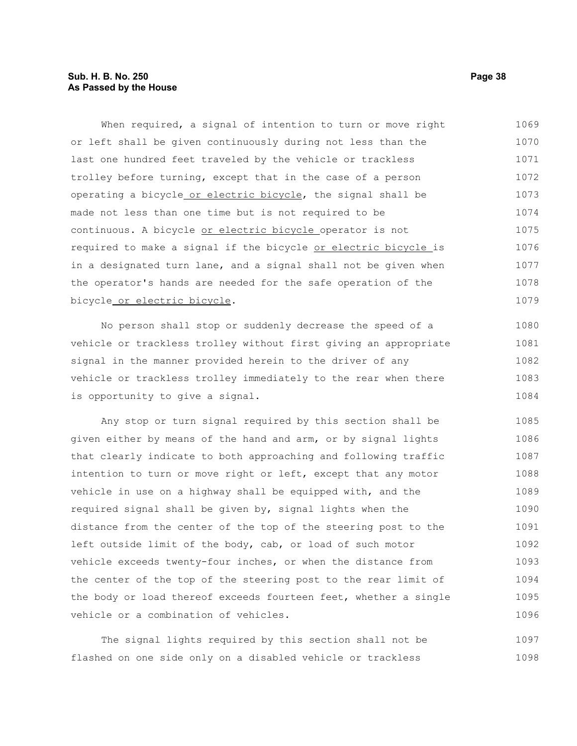When required, a signal of intention to turn or move right or left shall be given continuously during not less than the last one hundred feet traveled by the vehicle or trackless trolley before turning, except that in the case of a person operating a bicycle or electric bicycle, the signal shall be made not less than one time but is not required to be continuous. A bicycle or electric bicycle operator is not required to make a signal if the bicycle or electric bicycle is in a designated turn lane, and a signal shall not be given when the operator's hands are needed for the safe operation of the bicycle or electric bicycle.

No person shall stop or suddenly decrease the speed of a vehicle or trackless trolley without first giving an appropriate signal in the manner provided herein to the driver of any vehicle or trackless trolley immediately to the rear when there is opportunity to give a signal.

Any stop or turn signal required by this section shall be given either by means of the hand and arm, or by signal lights that clearly indicate to both approaching and following traffic intention to turn or move right or left, except that any motor vehicle in use on a highway shall be equipped with, and the required signal shall be given by, signal lights when the distance from the center of the top of the steering post to the left outside limit of the body, cab, or load of such motor vehicle exceeds twenty-four inches, or when the distance from the center of the top of the steering post to the rear limit of the body or load thereof exceeds fourteen feet, whether a single vehicle or a combination of vehicles.

The signal lights required by this section shall not be flashed on one side only on a disabled vehicle or trackless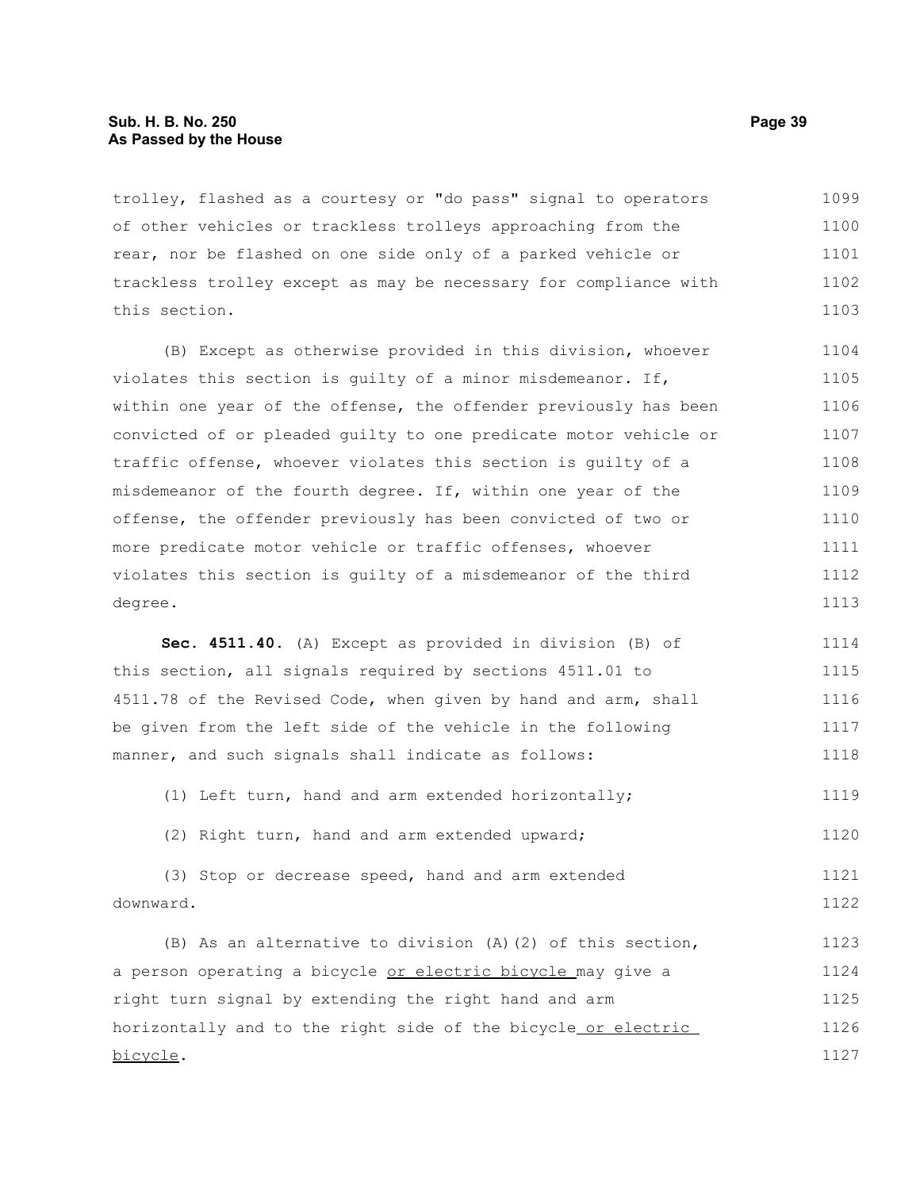trolley, flashed as a courtesy or "do pass" signal to operators of other vehicles or trackless trolleys approaching from the rear, nor be flashed on one side only of a parked vehicle or trackless trolley except as may be necessary for compliance with this section.

(B) Except as otherwise provided in this division, whoever violates this section is guilty of a minor misdemeanor. If, within one year of the offense, the offender previously has been convicted of or pleaded guilty to one predicate motor vehicle or traffic offense, whoever violates this section is guilty of a misdemeanor of the fourth degree. If, within one year of the offense, the offender previously has been convicted of two or more predicate motor vehicle or traffic offenses, whoever violates this section is guilty of a misdemeanor of the third degree.

**Sec. 4511.40.** (A) Except as provided in division (B) of this section, all signals required by sections 4511.01 to 4511.78 of the Revised Code, when given by hand and arm, shall be given from the left side of the vehicle in the following manner, and such signals shall indicate as follows:

(1) Left turn, hand and arm extended horizontally;

(2) Right turn, hand and arm extended upward;

(3) Stop or decrease speed, hand and arm extended downward.

(B) As an alternative to division (A)(2) of this section, a person operating a bicycle <u>or electric bicycle</u> may give a right turn signal by extending the right hand and arm horizontally and to the right side of the bicycle <u>or electric bicycle</u>.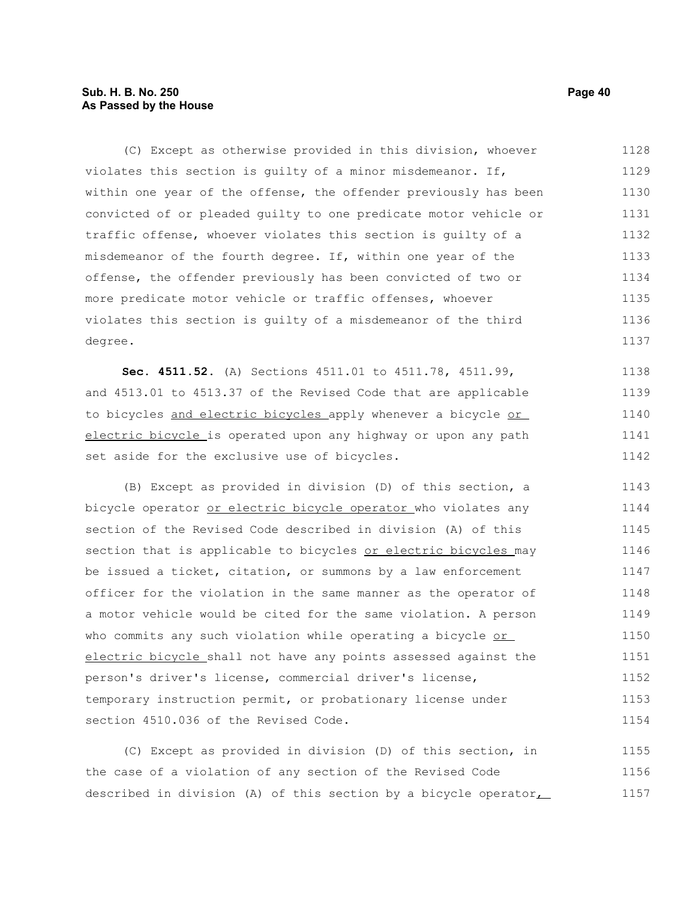(C) Except as otherwise provided in this division, whoever violates this section is guilty of a minor misdemeanor. If, within one year of the offense, the offender previously has been convicted of or pleaded guilty to one predicate motor vehicle or traffic offense, whoever violates this section is guilty of a misdemeanor of the fourth degree. If, within one year of the offense, the offender previously has been convicted of two or more predicate motor vehicle or traffic offenses, whoever violates this section is guilty of a misdemeanor of the third degree.

**Sec. 4511.52.** (A) Sections 4511.01 to 4511.78, 4511.99, and 4513.01 to 4513.37 of the Revised Code that are applicable to bicycles and electric bicycles apply whenever a bicycle or electric bicycle is operated upon any highway or upon any path set aside for the exclusive use of bicycles.

(B) Except as provided in division (D) of this section, a bicycle operator or electric bicycle operator who violates any section of the Revised Code described in division (A) of this section that is applicable to bicycles or electric bicycles may be issued a ticket, citation, or summons by a law enforcement officer for the violation in the same manner as the operator of a motor vehicle would be cited for the same violation. A person who commits any such violation while operating a bicycle or electric bicycle shall not have any points assessed against the person's driver's license, commercial driver's license, temporary instruction permit, or probationary license under section 4510.036 of the Revised Code.

(C) Except as provided in division (D) of this section, in the case of a violation of any section of the Revised Code described in division (A) of this section by a bicycle operator,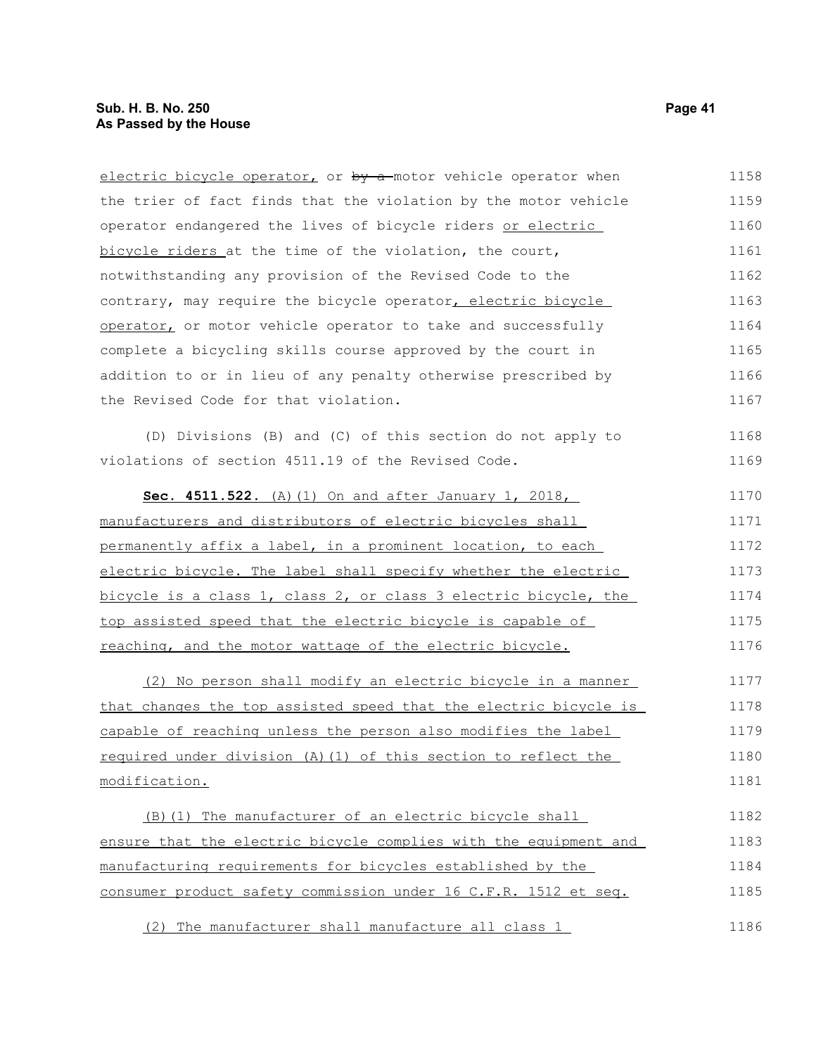electric bicycle operator, or ~~by a~~ motor vehicle operator when the trier of fact finds that the violation by the motor vehicle operator endangered the lives of bicycle riders or electric bicycle riders at the time of the violation, the court, notwithstanding any provision of the Revised Code to the contrary, may require the bicycle operator, electric bicycle operator, or motor vehicle operator to take and successfully complete a bicycling skills course approved by the court in addition to or in lieu of any penalty otherwise prescribed by the Revised Code for that violation.

(D) Divisions (B) and (C) of this section do not apply to violations of section 4511.19 of the Revised Code.

**Sec. 4511.522.** (A)(1) On and after January 1, 2018, manufacturers and distributors of electric bicycles shall permanently affix a label, in a prominent location, to each electric bicycle. The label shall specify whether the electric bicycle is a class 1, class 2, or class 3 electric bicycle, the top assisted speed that the electric bicycle is capable of reaching, and the motor wattage of the electric bicycle.

(2) No person shall modify an electric bicycle in a manner that changes the top assisted speed that the electric bicycle is capable of reaching unless the person also modifies the label required under division (A)(1) of this section to reflect the modification.

(B)(1) The manufacturer of an electric bicycle shall ensure that the electric bicycle complies with the equipment and manufacturing requirements for bicycles established by the consumer product safety commission under 16 C.F.R. 1512 et seq.

(2) The manufacturer shall manufacture all class 1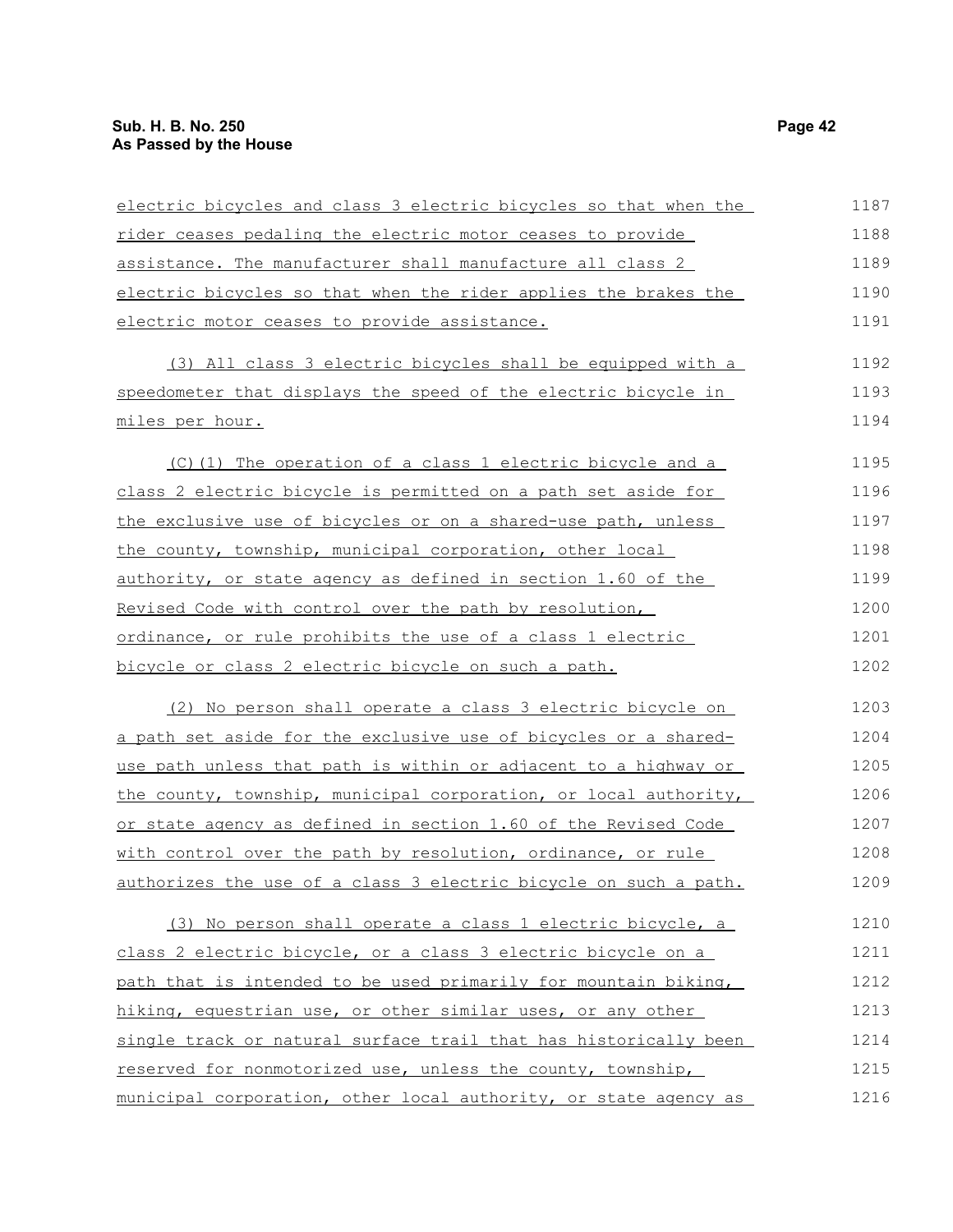electric bicycles and class 3 electric bicycles so that when the rider ceases pedaling the electric motor ceases to provide assistance. The manufacturer shall manufacture all class 2 electric bicycles so that when the rider applies the brakes the electric motor ceases to provide assistance.

(3) All class 3 electric bicycles shall be equipped with a speedometer that displays the speed of the electric bicycle in miles per hour.

(C)(1) The operation of a class 1 electric bicycle and a class 2 electric bicycle is permitted on a path set aside for the exclusive use of bicycles or on a shared-use path, unless the county, township, municipal corporation, other local authority, or state agency as defined in section 1.60 of the Revised Code with control over the path by resolution, ordinance, or rule prohibits the use of a class 1 electric bicycle or class 2 electric bicycle on such a path.

(2) No person shall operate a class 3 electric bicycle on a path set aside for the exclusive use of bicycles or a shared-use path unless that path is within or adjacent to a highway or the county, township, municipal corporation, or local authority, or state agency as defined in section 1.60 of the Revised Code with control over the path by resolution, ordinance, or rule authorizes the use of a class 3 electric bicycle on such a path.

(3) No person shall operate a class 1 electric bicycle, a class 2 electric bicycle, or a class 3 electric bicycle on a path that is intended to be used primarily for mountain biking, hiking, equestrian use, or other similar uses, or any other single track or natural surface trail that has historically been reserved for nonmotorized use, unless the county, township, municipal corporation, other local authority, or state agency as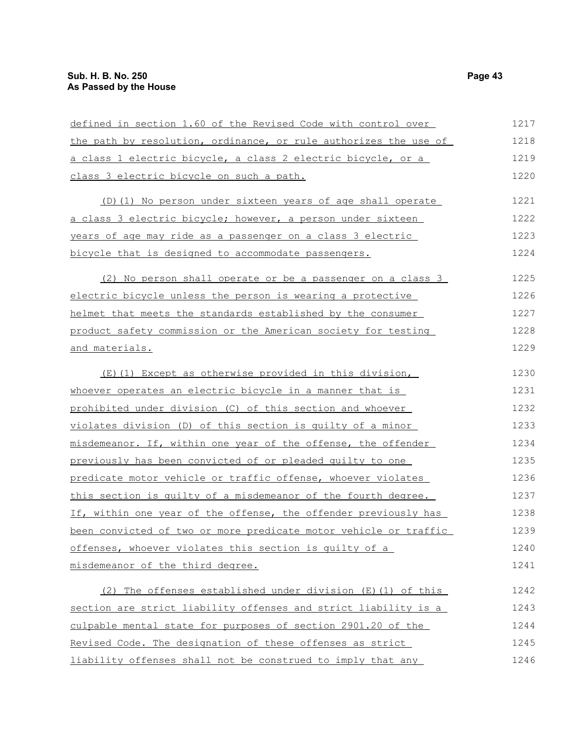defined in section 1.60 of the Revised Code with control over the path by resolution, ordinance, or rule authorizes the use of a class 1 electric bicycle, a class 2 electric bicycle, or a class 3 electric bicycle on such a path.

(D)(1) No person under sixteen years of age shall operate a class 3 electric bicycle; however, a person under sixteen years of age may ride as a passenger on a class 3 electric bicycle that is designed to accommodate passengers.

(2) No person shall operate or be a passenger on a class 3 electric bicycle unless the person is wearing a protective helmet that meets the standards established by the consumer product safety commission or the American society for testing and materials.

(E)(1) Except as otherwise provided in this division, whoever operates an electric bicycle in a manner that is prohibited under division (C) of this section and whoever violates division (D) of this section is guilty of a minor misdemeanor. If, within one year of the offense, the offender previously has been convicted of or pleaded guilty to one predicate motor vehicle or traffic offense, whoever violates this section is guilty of a misdemeanor of the fourth degree. If, within one year of the offense, the offender previously has been convicted of two or more predicate motor vehicle or traffic offenses, whoever violates this section is guilty of a misdemeanor of the third degree.

(2) The offenses established under division (E)(1) of this section are strict liability offenses and strict liability is a culpable mental state for purposes of section 2901.20 of the Revised Code. The designation of these offenses as strict liability offenses shall not be construed to imply that any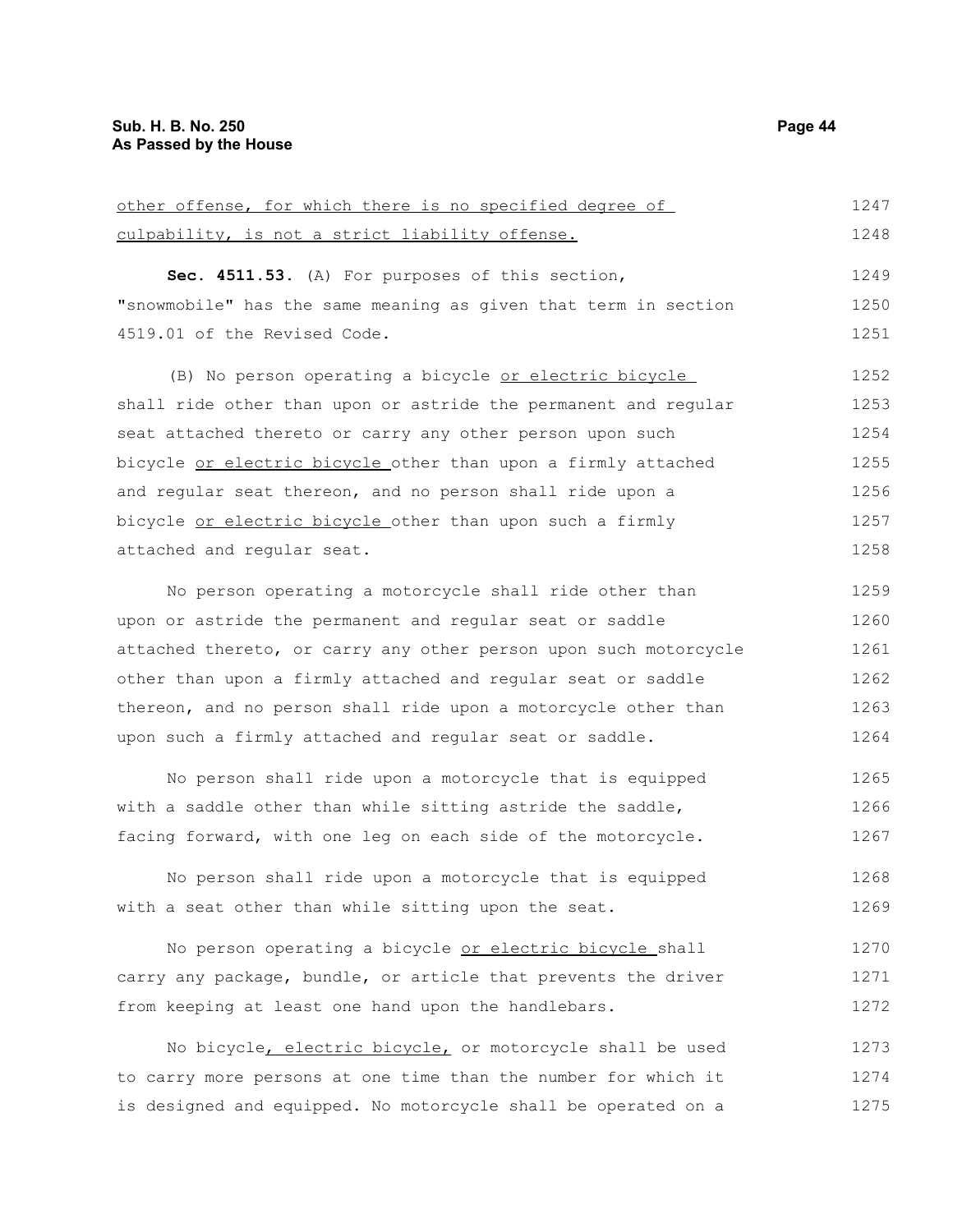other offense, for which there is no specified degree of culpability, is not a strict liability offense.

**Sec. 4511.53.** (A) For purposes of this section, "snowmobile" has the same meaning as given that term in section 4519.01 of the Revised Code.

(B) No person operating a bicycle or electric bicycle shall ride other than upon or astride the permanent and regular seat attached thereto or carry any other person upon such bicycle or electric bicycle other than upon a firmly attached and regular seat thereon, and no person shall ride upon a bicycle or electric bicycle other than upon such a firmly attached and regular seat.

No person operating a motorcycle shall ride other than upon or astride the permanent and regular seat or saddle attached thereto, or carry any other person upon such motorcycle other than upon a firmly attached and regular seat or saddle thereon, and no person shall ride upon a motorcycle other than upon such a firmly attached and regular seat or saddle.

No person shall ride upon a motorcycle that is equipped with a saddle other than while sitting astride the saddle, facing forward, with one leg on each side of the motorcycle.

No person shall ride upon a motorcycle that is equipped with a seat other than while sitting upon the seat.

No person operating a bicycle or electric bicycle shall carry any package, bundle, or article that prevents the driver from keeping at least one hand upon the handlebars.

No bicycle, electric bicycle, or motorcycle shall be used to carry more persons at one time than the number for which it is designed and equipped. No motorcycle shall be operated on a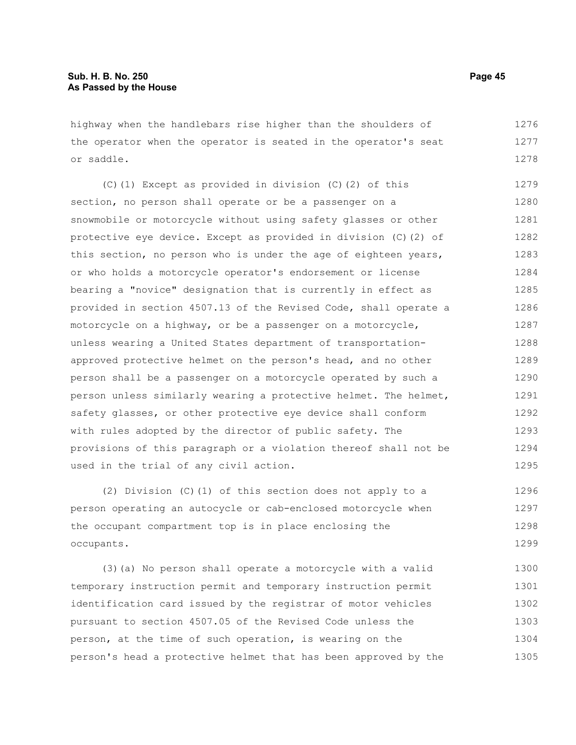highway when the handlebars rise higher than the shoulders of the operator when the operator is seated in the operator's seat or saddle.

(C)(1) Except as provided in division (C)(2) of this section, no person shall operate or be a passenger on a snowmobile or motorcycle without using safety glasses or other protective eye device. Except as provided in division (C)(2) of this section, no person who is under the age of eighteen years, or who holds a motorcycle operator's endorsement or license bearing a "novice" designation that is currently in effect as provided in section 4507.13 of the Revised Code, shall operate a motorcycle on a highway, or be a passenger on a motorcycle, unless wearing a United States department of transportation-approved protective helmet on the person's head, and no other person shall be a passenger on a motorcycle operated by such a person unless similarly wearing a protective helmet. The helmet, safety glasses, or other protective eye device shall conform with rules adopted by the director of public safety. The provisions of this paragraph or a violation thereof shall not be used in the trial of any civil action.

(2) Division (C)(1) of this section does not apply to a person operating an autocycle or cab-enclosed motorcycle when the occupant compartment top is in place enclosing the occupants.

(3)(a) No person shall operate a motorcycle with a valid temporary instruction permit and temporary instruction permit identification card issued by the registrar of motor vehicles pursuant to section 4507.05 of the Revised Code unless the person, at the time of such operation, is wearing on the person's head a protective helmet that has been approved by the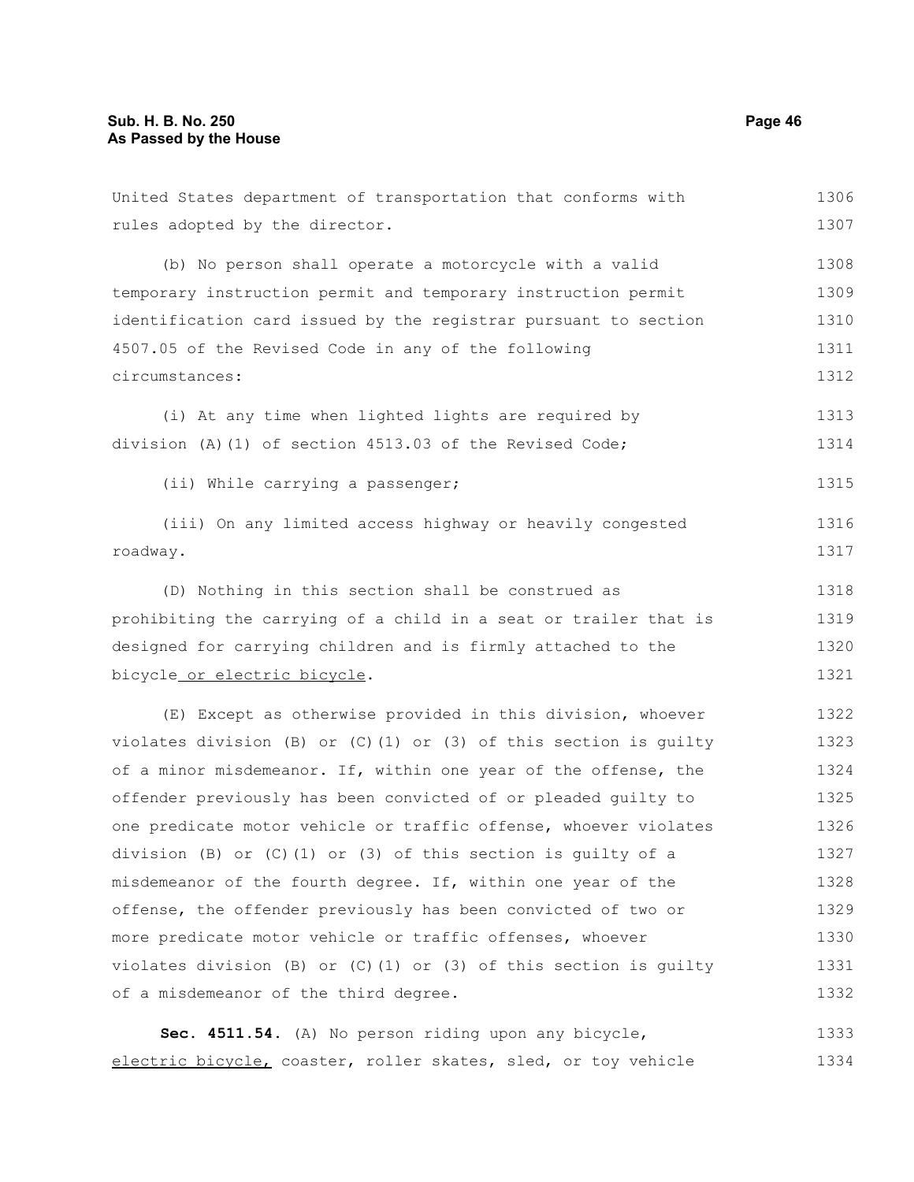United States department of transportation that conforms with rules adopted by the director.

(b) No person shall operate a motorcycle with a valid temporary instruction permit and temporary instruction permit identification card issued by the registrar pursuant to section 4507.05 of the Revised Code in any of the following circumstances:

(i) At any time when lighted lights are required by division (A)(1) of section 4513.03 of the Revised Code;

(ii) While carrying a passenger;

(iii) On any limited access highway or heavily congested roadway.

(D) Nothing in this section shall be construed as prohibiting the carrying of a child in a seat or trailer that is designed for carrying children and is firmly attached to the bicycle or electric bicycle.

(E) Except as otherwise provided in this division, whoever violates division (B) or (C)(1) or (3) of this section is guilty of a minor misdemeanor. If, within one year of the offense, the offender previously has been convicted of or pleaded guilty to one predicate motor vehicle or traffic offense, whoever violates division (B) or (C)(1) or (3) of this section is guilty of a misdemeanor of the fourth degree. If, within one year of the offense, the offender previously has been convicted of two or more predicate motor vehicle or traffic offenses, whoever violates division (B) or (C)(1) or (3) of this section is guilty of a misdemeanor of the third degree.

**Sec. 4511.54.** (A) No person riding upon any bicycle, electric bicycle, coaster, roller skates, sled, or toy vehicle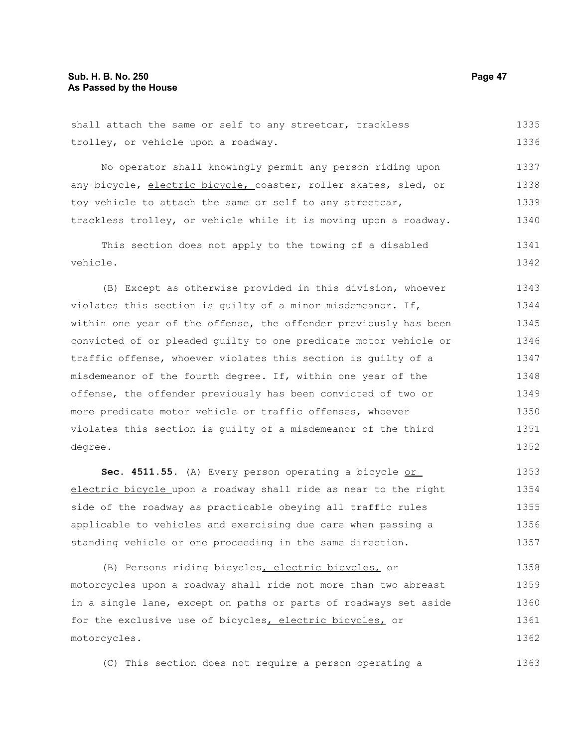shall attach the same or self to any streetcar, trackless trolley, or vehicle upon a roadway.

No operator shall knowingly permit any person riding upon any bicycle, electric bicycle, coaster, roller skates, sled, or toy vehicle to attach the same or self to any streetcar, trackless trolley, or vehicle while it is moving upon a roadway.

This section does not apply to the towing of a disabled vehicle.

(B) Except as otherwise provided in this division, whoever violates this section is guilty of a minor misdemeanor. If, within one year of the offense, the offender previously has been convicted of or pleaded guilty to one predicate motor vehicle or traffic offense, whoever violates this section is guilty of a misdemeanor of the fourth degree. If, within one year of the offense, the offender previously has been convicted of two or more predicate motor vehicle or traffic offenses, whoever violates this section is guilty of a misdemeanor of the third degree.

**Sec. 4511.55.** (A) Every person operating a bicycle or electric bicycle upon a roadway shall ride as near to the right side of the roadway as practicable obeying all traffic rules applicable to vehicles and exercising due care when passing a standing vehicle or one proceeding in the same direction.

(B) Persons riding bicycles, electric bicycles, or motorcycles upon a roadway shall ride not more than two abreast in a single lane, except on paths or parts of roadways set aside for the exclusive use of bicycles, electric bicycles, or motorcycles.

(C) This section does not require a person operating a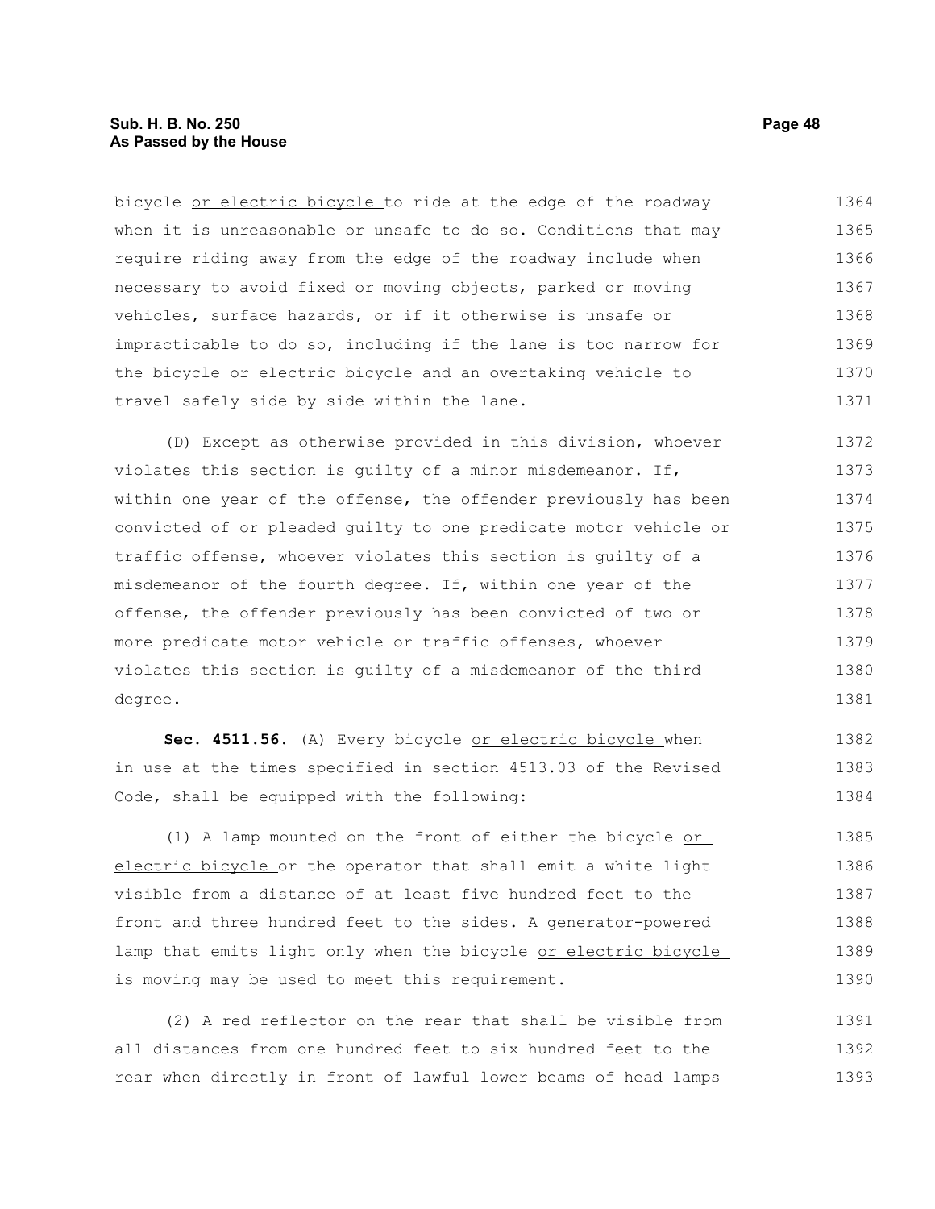bicycle or electric bicycle to ride at the edge of the roadway when it is unreasonable or unsafe to do so. Conditions that may require riding away from the edge of the roadway include when necessary to avoid fixed or moving objects, parked or moving vehicles, surface hazards, or if it otherwise is unsafe or impracticable to do so, including if the lane is too narrow for the bicycle or electric bicycle and an overtaking vehicle to travel safely side by side within the lane.

(D) Except as otherwise provided in this division, whoever violates this section is guilty of a minor misdemeanor. If, within one year of the offense, the offender previously has been convicted of or pleaded guilty to one predicate motor vehicle or traffic offense, whoever violates this section is guilty of a misdemeanor of the fourth degree. If, within one year of the offense, the offender previously has been convicted of two or more predicate motor vehicle or traffic offenses, whoever violates this section is guilty of a misdemeanor of the third degree.

**Sec. 4511.56.** (A) Every bicycle or electric bicycle when in use at the times specified in section 4513.03 of the Revised Code, shall be equipped with the following:

(1) A lamp mounted on the front of either the bicycle or electric bicycle or the operator that shall emit a white light visible from a distance of at least five hundred feet to the front and three hundred feet to the sides. A generator-powered lamp that emits light only when the bicycle or electric bicycle is moving may be used to meet this requirement.

(2) A red reflector on the rear that shall be visible from all distances from one hundred feet to six hundred feet to the rear when directly in front of lawful lower beams of head lamps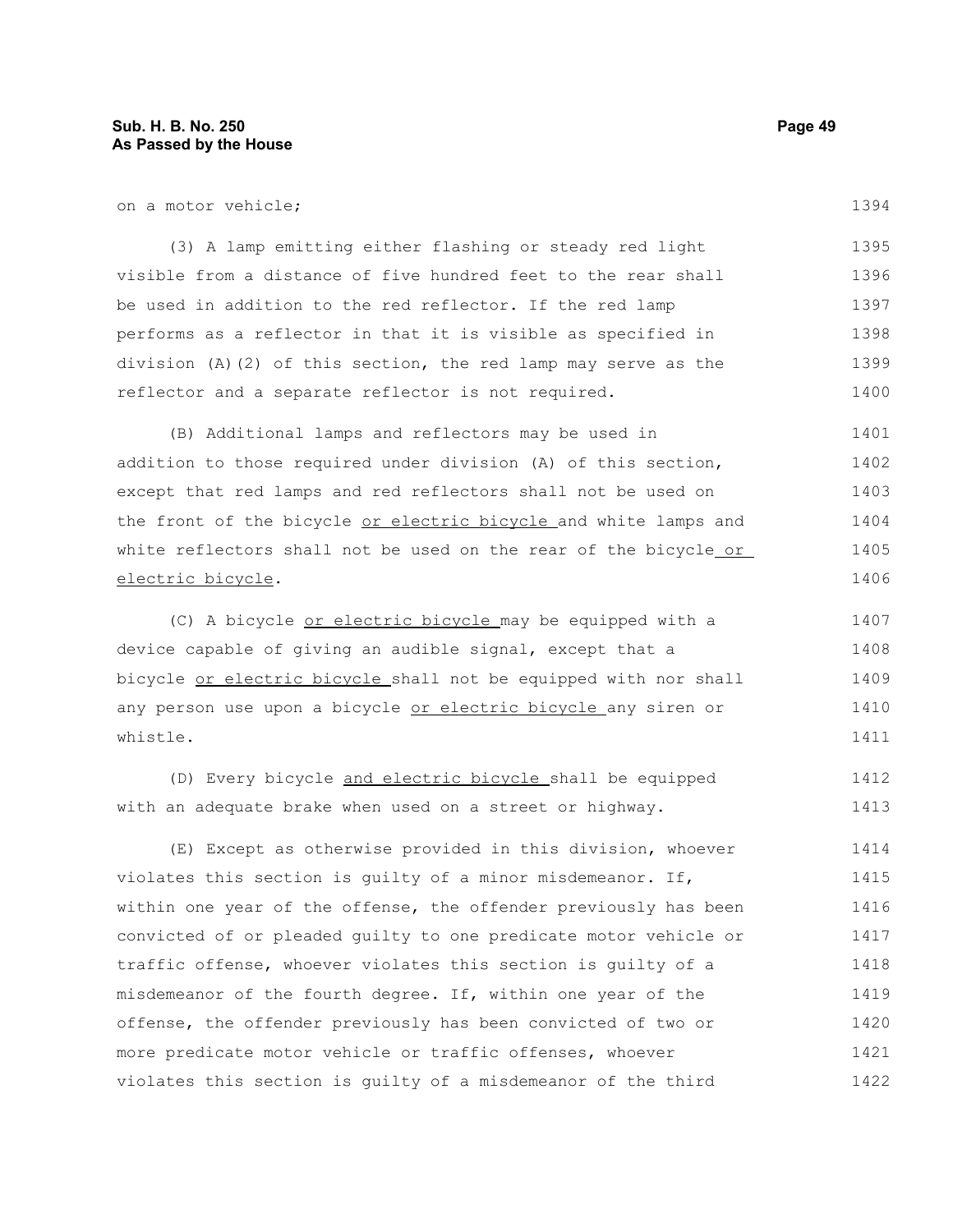on a motor vehicle;

(3) A lamp emitting either flashing or steady red light visible from a distance of five hundred feet to the rear shall be used in addition to the red reflector. If the red lamp performs as a reflector in that it is visible as specified in division (A)(2) of this section, the red lamp may serve as the reflector and a separate reflector is not required.

(B) Additional lamps and reflectors may be used in addition to those required under division (A) of this section, except that red lamps and red reflectors shall not be used on the front of the bicycle <u>or electric bicycle</u> and white lamps and white reflectors shall not be used on the rear of the bicycle <u>or electric bicycle</u>.

(C) A bicycle <u>or electric bicycle</u> may be equipped with a device capable of giving an audible signal, except that a bicycle <u>or electric bicycle</u> shall not be equipped with nor shall any person use upon a bicycle <u>or electric bicycle</u> any siren or whistle.

(D) Every bicycle <u>and electric bicycle</u> shall be equipped with an adequate brake when used on a street or highway.

(E) Except as otherwise provided in this division, whoever violates this section is guilty of a minor misdemeanor. If, within one year of the offense, the offender previously has been convicted of or pleaded guilty to one predicate motor vehicle or traffic offense, whoever violates this section is guilty of a misdemeanor of the fourth degree. If, within one year of the offense, the offender previously has been convicted of two or more predicate motor vehicle or traffic offenses, whoever violates this section is guilty of a misdemeanor of the third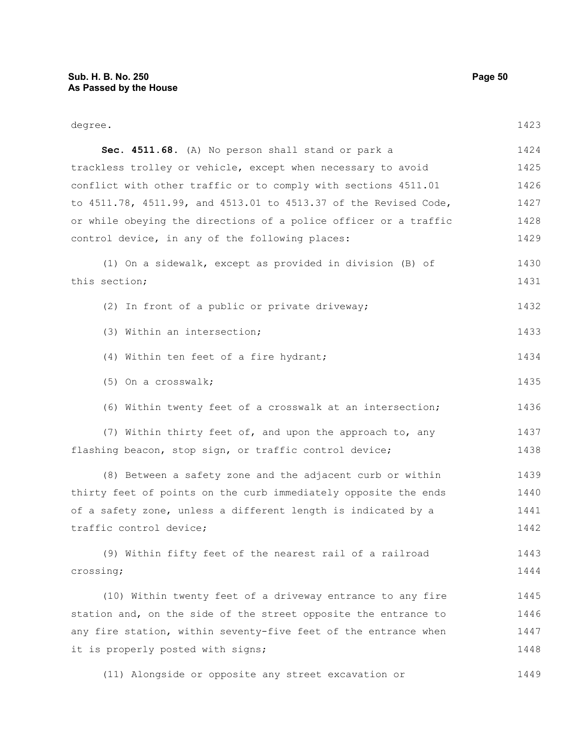degree.

**Sec. 4511.68.** (A) No person shall stand or park a trackless trolley or vehicle, except when necessary to avoid conflict with other traffic or to comply with sections 4511.01 to 4511.78, 4511.99, and 4513.01 to 4513.37 of the Revised Code, or while obeying the directions of a police officer or a traffic control device, in any of the following places:

(1) On a sidewalk, except as provided in division (B) of this section;

(2) In front of a public or private driveway;

(3) Within an intersection;

(4) Within ten feet of a fire hydrant;

(5) On a crosswalk;

(6) Within twenty feet of a crosswalk at an intersection;

(7) Within thirty feet of, and upon the approach to, any flashing beacon, stop sign, or traffic control device;

(8) Between a safety zone and the adjacent curb or within thirty feet of points on the curb immediately opposite the ends of a safety zone, unless a different length is indicated by a traffic control device;

(9) Within fifty feet of the nearest rail of a railroad crossing;

(10) Within twenty feet of a driveway entrance to any fire station and, on the side of the street opposite the entrance to any fire station, within seventy-five feet of the entrance when it is properly posted with signs;

(11) Alongside or opposite any street excavation or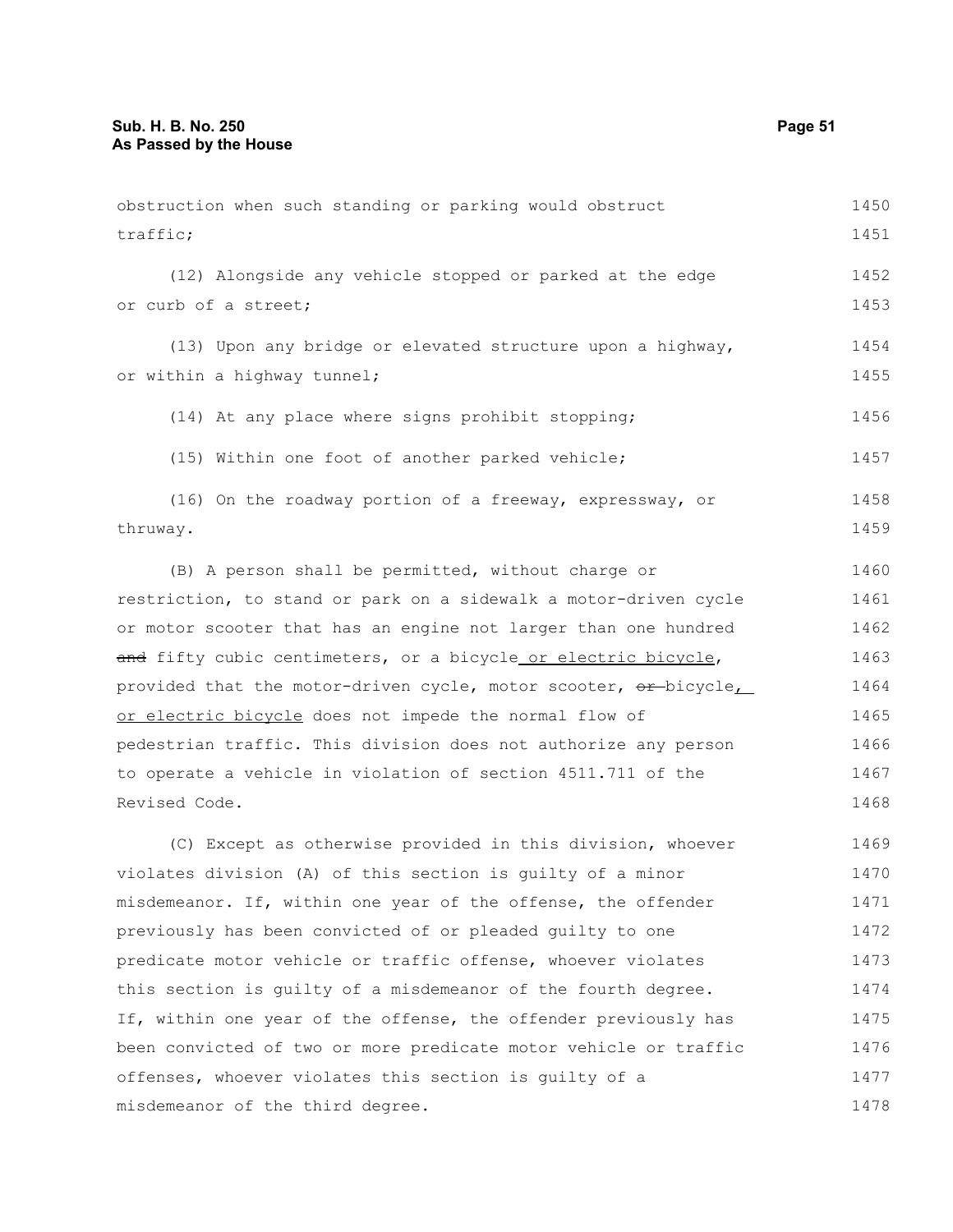obstruction when such standing or parking would obstruct traffic;

(12) Alongside any vehicle stopped or parked at the edge or curb of a street;

(13) Upon any bridge or elevated structure upon a highway, or within a highway tunnel;

(14) At any place where signs prohibit stopping;

(15) Within one foot of another parked vehicle;

(16) On the roadway portion of a freeway, expressway, or thruway.

(B) A person shall be permitted, without charge or restriction, to stand or park on a sidewalk a motor-driven cycle or motor scooter that has an engine not larger than one hundred ~~and~~ fifty cubic centimeters, or a bicycle or electric bicycle, provided that the motor-driven cycle, motor scooter, ~~or~~ bicycle, or electric bicycle does not impede the normal flow of pedestrian traffic. This division does not authorize any person to operate a vehicle in violation of section 4511.711 of the Revised Code.

(C) Except as otherwise provided in this division, whoever violates division (A) of this section is guilty of a minor misdemeanor. If, within one year of the offense, the offender previously has been convicted of or pleaded guilty to one predicate motor vehicle or traffic offense, whoever violates this section is guilty of a misdemeanor of the fourth degree. If, within one year of the offense, the offender previously has been convicted of two or more predicate motor vehicle or traffic offenses, whoever violates this section is guilty of a misdemeanor of the third degree.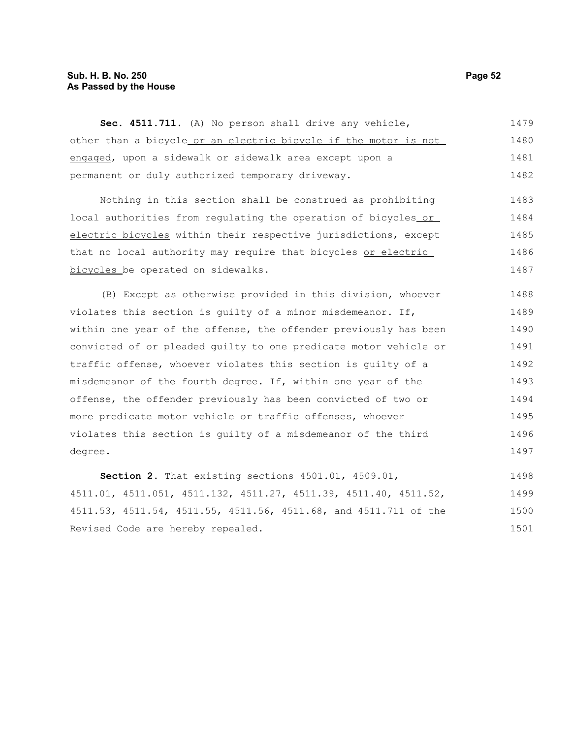**Sec. 4511.711.** (A) No person shall drive any vehicle, other than a bicycle or an electric bicycle if the motor is not engaged, upon a sidewalk or sidewalk area except upon a permanent or duly authorized temporary driveway.

Nothing in this section shall be construed as prohibiting local authorities from regulating the operation of bicycles or electric bicycles within their respective jurisdictions, except that no local authority may require that bicycles or electric bicycles be operated on sidewalks.

(B) Except as otherwise provided in this division, whoever violates this section is guilty of a minor misdemeanor. If, within one year of the offense, the offender previously has been convicted of or pleaded guilty to one predicate motor vehicle or traffic offense, whoever violates this section is guilty of a misdemeanor of the fourth degree. If, within one year of the offense, the offender previously has been convicted of two or more predicate motor vehicle or traffic offenses, whoever violates this section is guilty of a misdemeanor of the third degree.

**Section 2.** That existing sections 4501.01, 4509.01, 4511.01, 4511.051, 4511.132, 4511.27, 4511.39, 4511.40, 4511.52, 4511.53, 4511.54, 4511.55, 4511.56, 4511.68, and 4511.711 of the Revised Code are hereby repealed.